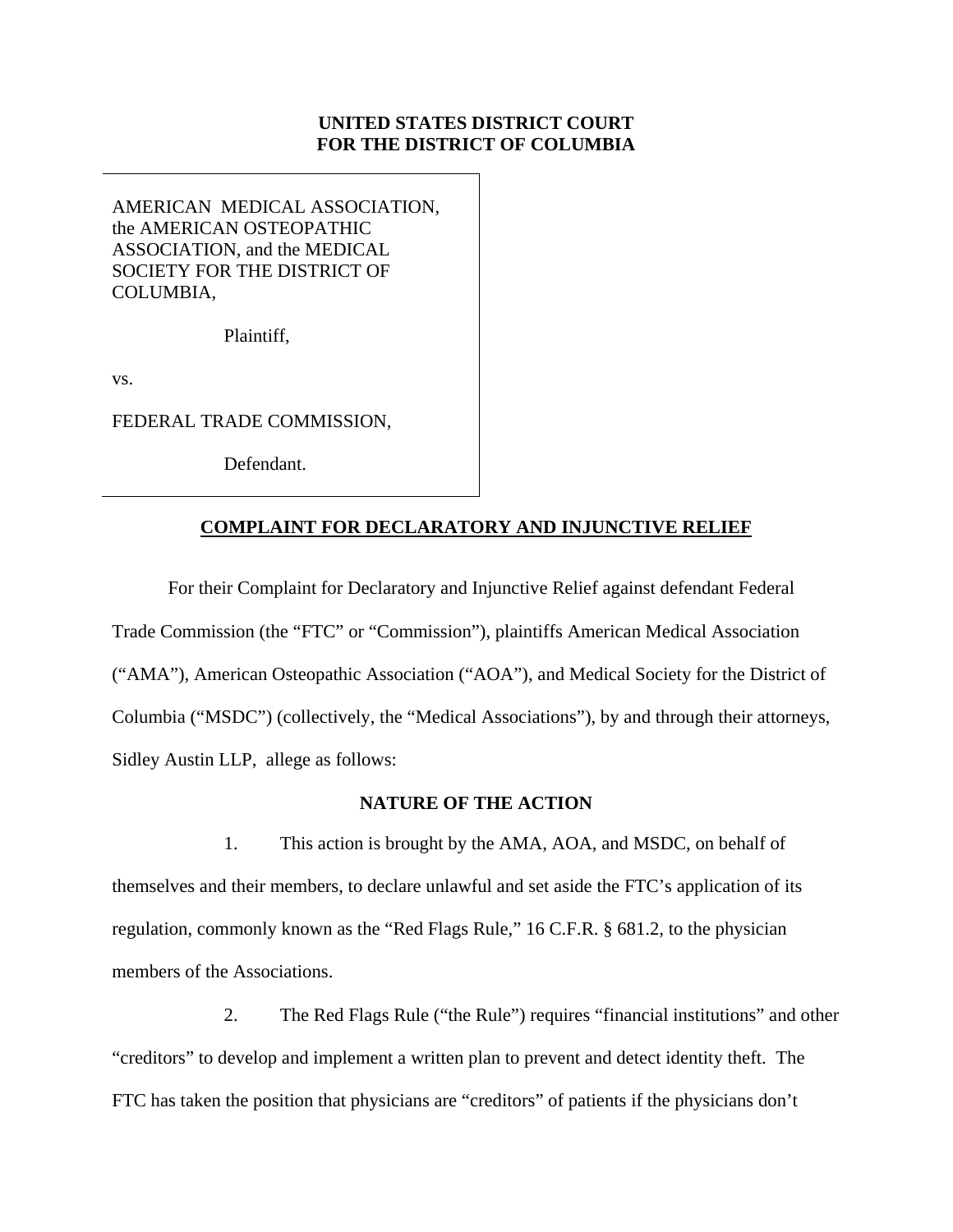**UNITED STATES DISTRICT COURT**
**FOR THE DISTRICT OF COLUMBIA**

AMERICAN MEDICAL ASSOCIATION, the AMERICAN OSTEOPATHIC ASSOCIATION, and the MEDICAL SOCIETY FOR THE DISTRICT OF COLUMBIA,

Plaintiff,

vs.

FEDERAL TRADE COMMISSION,

Defendant.

## COMPLAINT FOR DECLARATORY AND INJUNCTIVE RELIEF

For their Complaint for Declaratory and Injunctive Relief against defendant Federal Trade Commission (the "FTC" or "Commission"), plaintiffs American Medical Association ("AMA"), American Osteopathic Association ("AOA"), and Medical Society for the District of Columbia ("MSDC") (collectively, the "Medical Associations"), by and through their attorneys, Sidley Austin LLP, allege as follows:

### NATURE OF THE ACTION

1. This action is brought by the AMA, AOA, and MSDC, on behalf of themselves and their members, to declare unlawful and set aside the FTC's application of its regulation, commonly known as the "Red Flags Rule," 16 C.F.R. § 681.2, to the physician members of the Associations.

2. The Red Flags Rule ("the Rule") requires "financial institutions" and other "creditors" to develop and implement a written plan to prevent and detect identity theft. The FTC has taken the position that physicians are "creditors" of patients if the physicians don't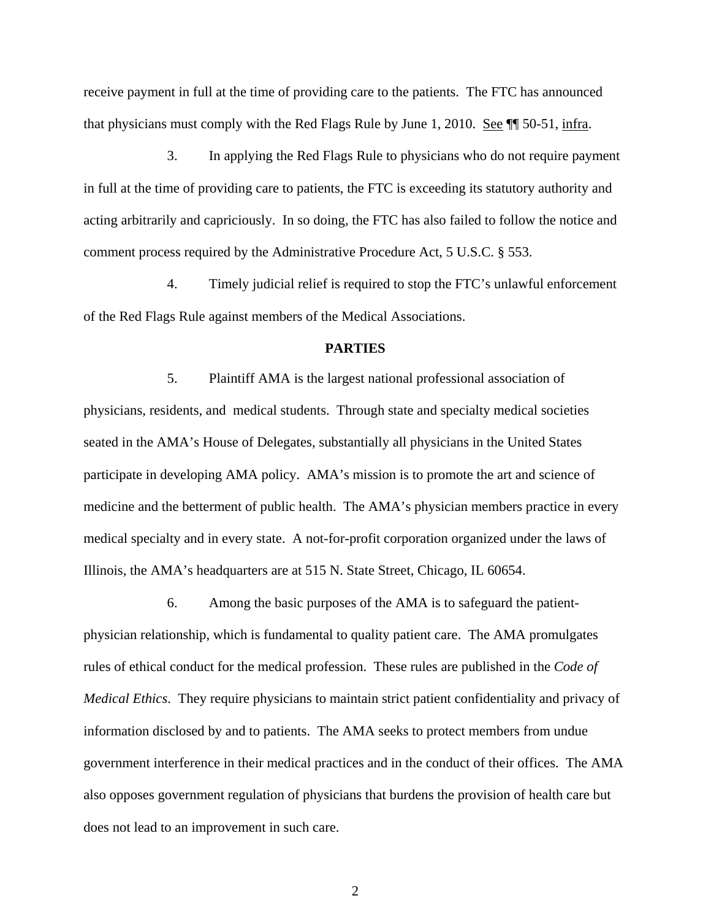receive payment in full at the time of providing care to the patients. The FTC has announced that physicians must comply with the Red Flags Rule by June 1, 2010. See ¶¶ 50-51, infra.

3. In applying the Red Flags Rule to physicians who do not require payment in full at the time of providing care to patients, the FTC is exceeding its statutory authority and acting arbitrarily and capriciously. In so doing, the FTC has also failed to follow the notice and comment process required by the Administrative Procedure Act, 5 U.S.C. § 553.

4. Timely judicial relief is required to stop the FTC's unlawful enforcement of the Red Flags Rule against members of the Medical Associations.

## PARTIES

5. Plaintiff AMA is the largest national professional association of physicians, residents, and medical students. Through state and specialty medical societies seated in the AMA's House of Delegates, substantially all physicians in the United States participate in developing AMA policy. AMA's mission is to promote the art and science of medicine and the betterment of public health. The AMA's physician members practice in every medical specialty and in every state. A not-for-profit corporation organized under the laws of Illinois, the AMA's headquarters are at 515 N. State Street, Chicago, IL 60654.

6. Among the basic purposes of the AMA is to safeguard the patient-physician relationship, which is fundamental to quality patient care. The AMA promulgates rules of ethical conduct for the medical profession. These rules are published in the *Code of Medical Ethics*. They require physicians to maintain strict patient confidentiality and privacy of information disclosed by and to patients. The AMA seeks to protect members from undue government interference in their medical practices and in the conduct of their offices. The AMA also opposes government regulation of physicians that burdens the provision of health care but does not lead to an improvement in such care.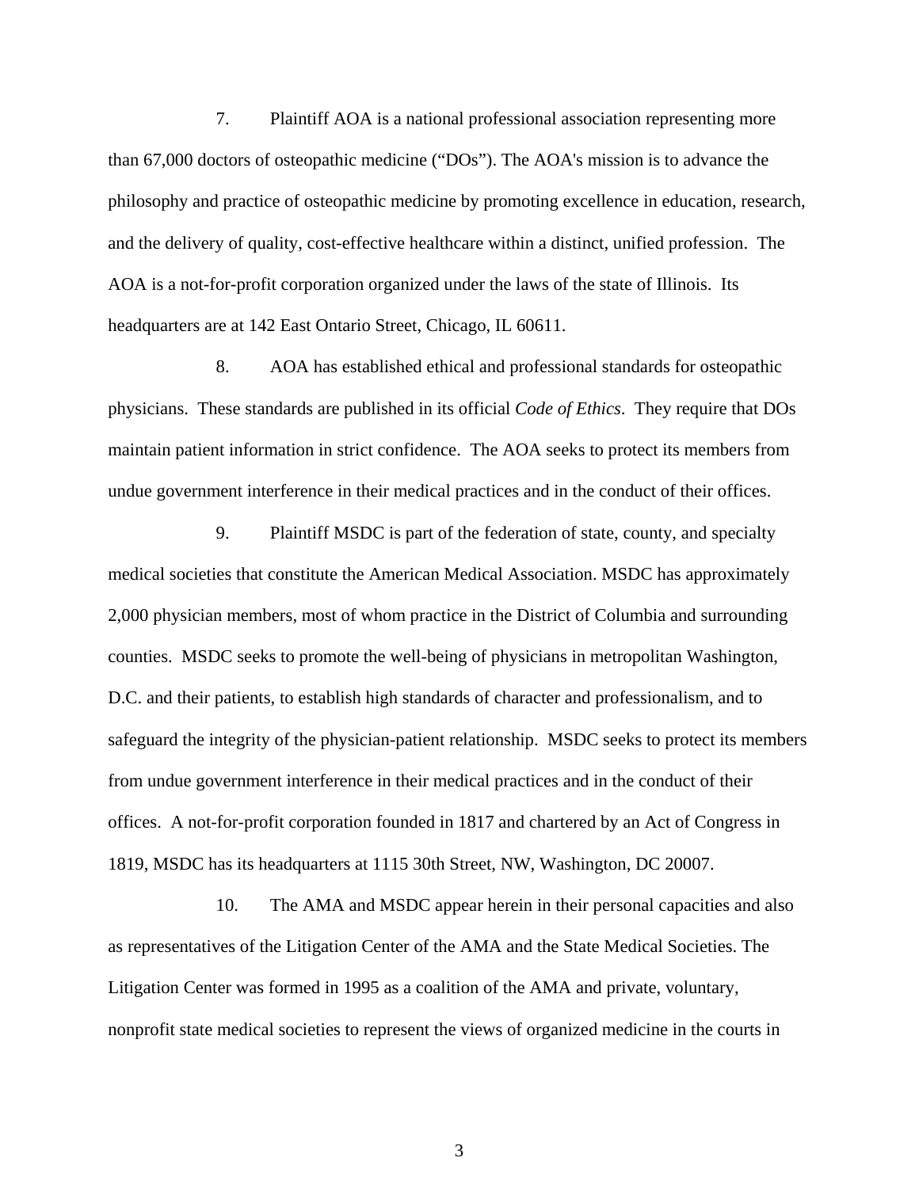7. Plaintiff AOA is a national professional association representing more than 67,000 doctors of osteopathic medicine ("DOs"). The AOA's mission is to advance the philosophy and practice of osteopathic medicine by promoting excellence in education, research, and the delivery of quality, cost-effective healthcare within a distinct, unified profession. The AOA is a not-for-profit corporation organized under the laws of the state of Illinois. Its headquarters are at 142 East Ontario Street, Chicago, IL 60611.

8. AOA has established ethical and professional standards for osteopathic physicians. These standards are published in its official *Code of Ethics*. They require that DOs maintain patient information in strict confidence. The AOA seeks to protect its members from undue government interference in their medical practices and in the conduct of their offices.

9. Plaintiff MSDC is part of the federation of state, county, and specialty medical societies that constitute the American Medical Association. MSDC has approximately 2,000 physician members, most of whom practice in the District of Columbia and surrounding counties. MSDC seeks to promote the well-being of physicians in metropolitan Washington, D.C. and their patients, to establish high standards of character and professionalism, and to safeguard the integrity of the physician-patient relationship. MSDC seeks to protect its members from undue government interference in their medical practices and in the conduct of their offices. A not-for-profit corporation founded in 1817 and chartered by an Act of Congress in 1819, MSDC has its headquarters at 1115 30th Street, NW, Washington, DC 20007.

10. The AMA and MSDC appear herein in their personal capacities and also as representatives of the Litigation Center of the AMA and the State Medical Societies. The Litigation Center was formed in 1995 as a coalition of the AMA and private, voluntary, nonprofit state medical societies to represent the views of organized medicine in the courts in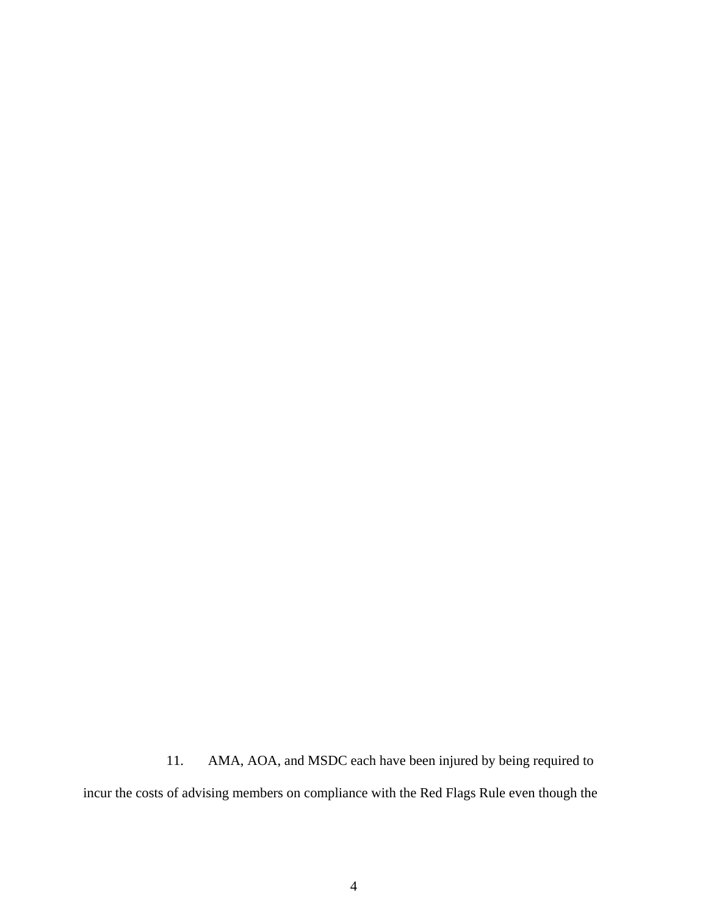11. AMA, AOA, and MSDC each have been injured by being required to incur the costs of advising members on compliance with the Red Flags Rule even though the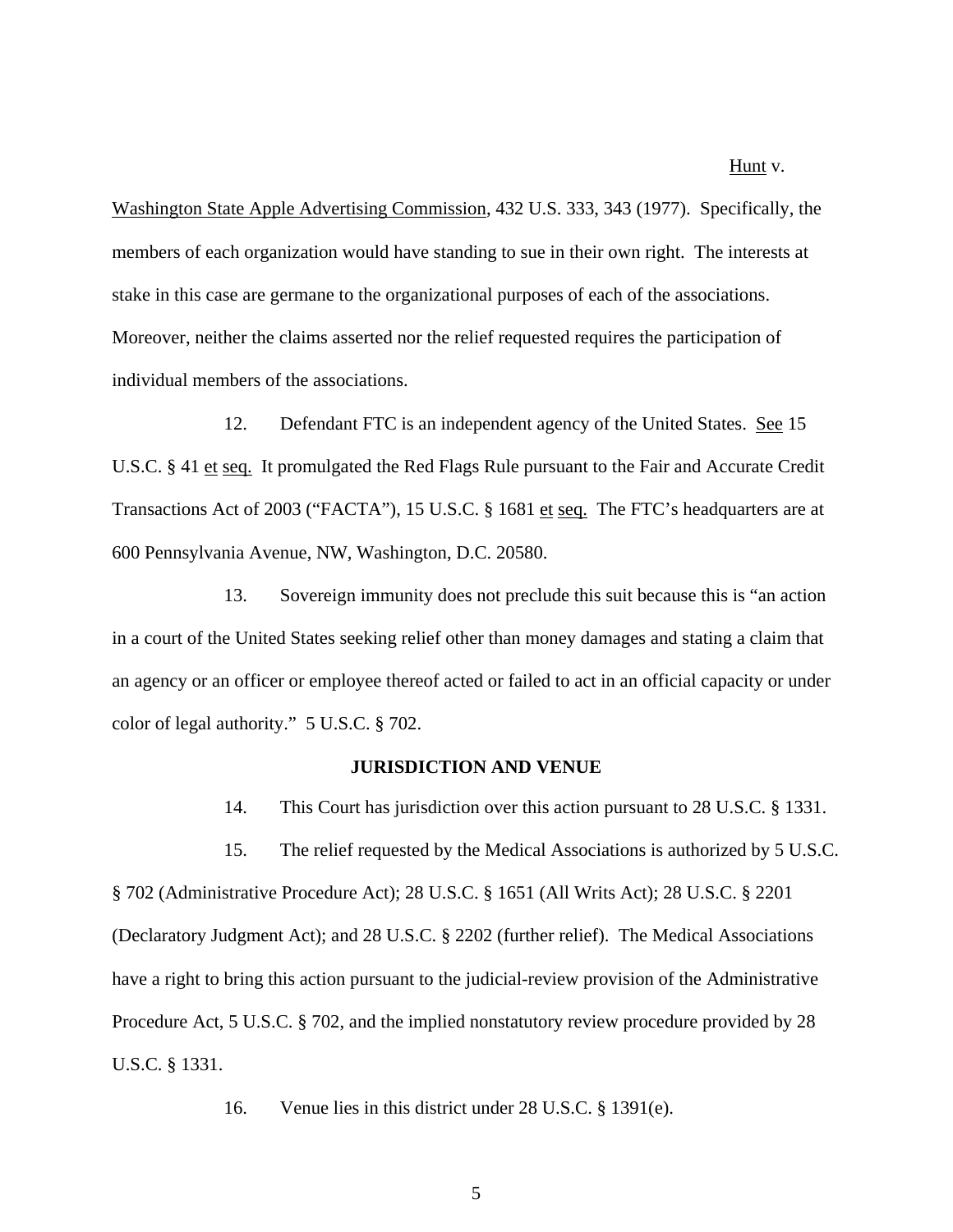Hunt v. Washington State Apple Advertising Commission, 432 U.S. 333, 343 (1977). Specifically, the members of each organization would have standing to sue in their own right. The interests at stake in this case are germane to the organizational purposes of each of the associations. Moreover, neither the claims asserted nor the relief requested requires the participation of individual members of the associations.

12. Defendant FTC is an independent agency of the United States. See 15 U.S.C. § 41 et seq. It promulgated the Red Flags Rule pursuant to the Fair and Accurate Credit Transactions Act of 2003 ("FACTA"), 15 U.S.C. § 1681 et seq. The FTC's headquarters are at 600 Pennsylvania Avenue, NW, Washington, D.C. 20580.

13. Sovereign immunity does not preclude this suit because this is "an action in a court of the United States seeking relief other than money damages and stating a claim that an agency or an officer or employee thereof acted or failed to act in an official capacity or under color of legal authority." 5 U.S.C. § 702.

## JURISDICTION AND VENUE

14. This Court has jurisdiction over this action pursuant to 28 U.S.C. § 1331.

15. The relief requested by the Medical Associations is authorized by 5 U.S.C. § 702 (Administrative Procedure Act); 28 U.S.C. § 1651 (All Writs Act); 28 U.S.C. § 2201 (Declaratory Judgment Act); and 28 U.S.C. § 2202 (further relief). The Medical Associations have a right to bring this action pursuant to the judicial-review provision of the Administrative Procedure Act, 5 U.S.C. § 702, and the implied nonstatutory review procedure provided by 28 U.S.C. § 1331.

16. Venue lies in this district under 28 U.S.C. § 1391(e).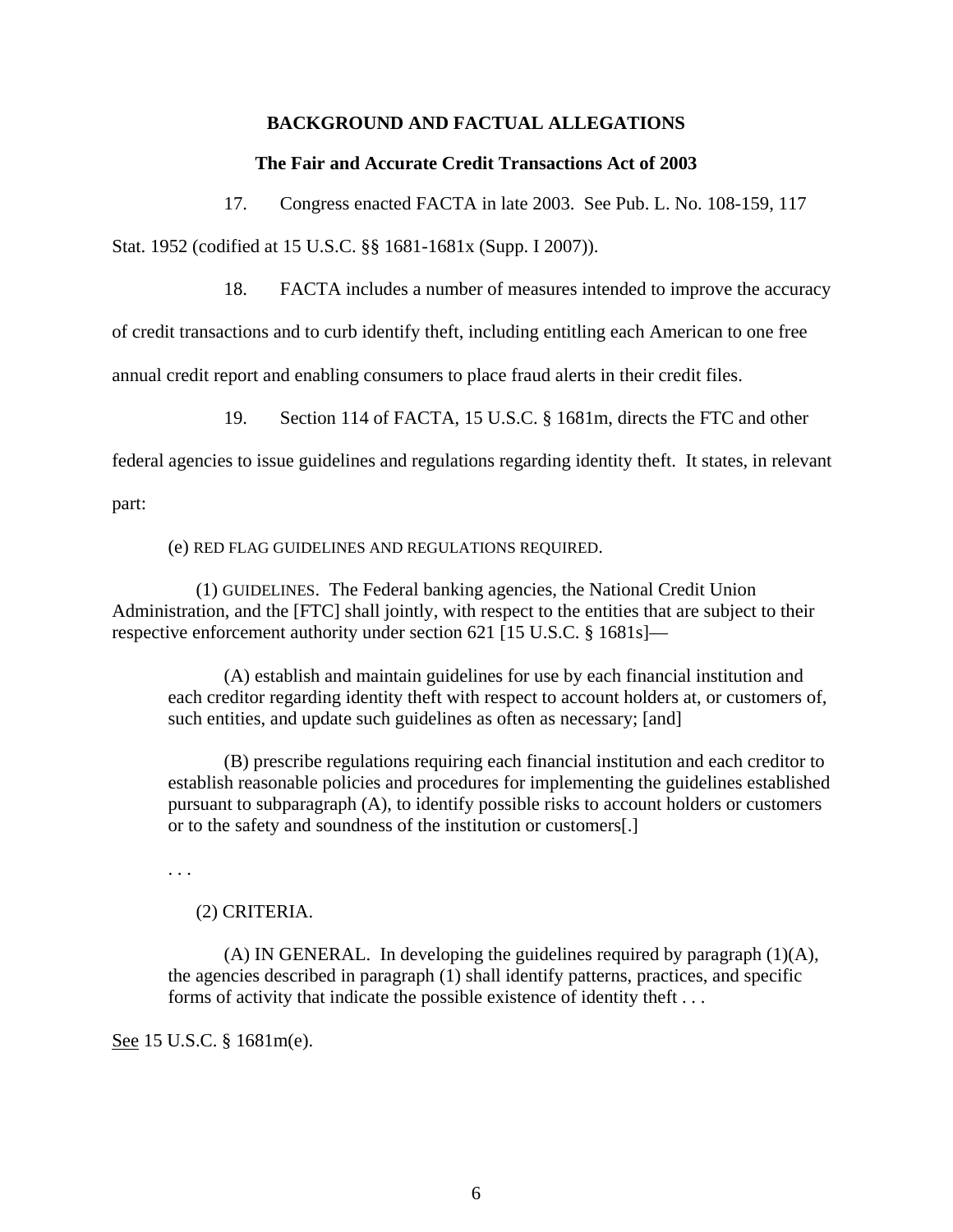## BACKGROUND AND FACTUAL ALLEGATIONS

### The Fair and Accurate Credit Transactions Act of 2003

17. Congress enacted FACTA in late 2003. See Pub. L. No. 108-159, 117 Stat. 1952 (codified at 15 U.S.C. §§ 1681-1681x (Supp. I 2007)).

18. FACTA includes a number of measures intended to improve the accuracy of credit transactions and to curb identify theft, including entitling each American to one free annual credit report and enabling consumers to place fraud alerts in their credit files.

19. Section 114 of FACTA, 15 U.S.C. § 1681m, directs the FTC and other federal agencies to issue guidelines and regulations regarding identity theft. It states, in relevant part:

> (e) RED FLAG GUIDELINES AND REGULATIONS REQUIRED.
>
> (1) GUIDELINES. The Federal banking agencies, the National Credit Union Administration, and the [FTC] shall jointly, with respect to the entities that are subject to their respective enforcement authority under section 621 [15 U.S.C. § 1681s]—
>
> (A) establish and maintain guidelines for use by each financial institution and each creditor regarding identity theft with respect to account holders at, or customers of, such entities, and update such guidelines as often as necessary; [and]
>
> (B) prescribe regulations requiring each financial institution and each creditor to establish reasonable policies and procedures for implementing the guidelines established pursuant to subparagraph (A), to identify possible risks to account holders or customers or to the safety and soundness of the institution or customers[.]
>
> . . .
>
> (2) CRITERIA.
>
> (A) IN GENERAL. In developing the guidelines required by paragraph (1)(A), the agencies described in paragraph (1) shall identify patterns, practices, and specific forms of activity that indicate the possible existence of identity theft . . .

<u>See</u> 15 U.S.C. § 1681m(e).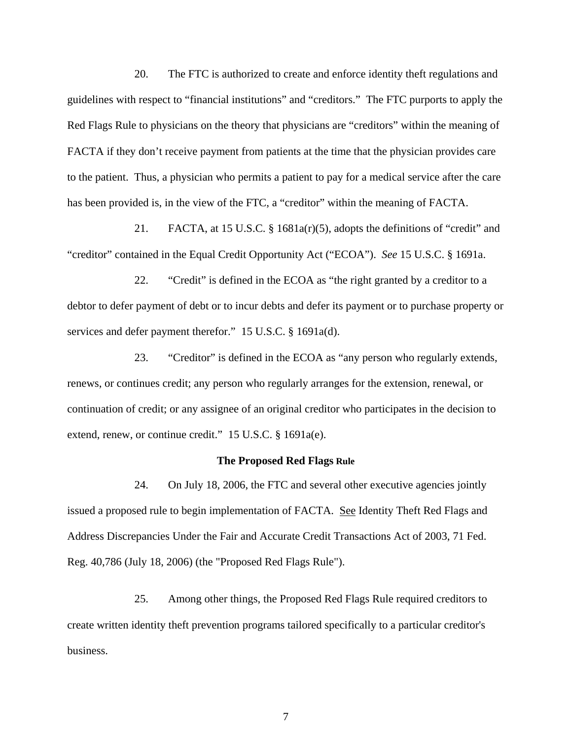20. The FTC is authorized to create and enforce identity theft regulations and guidelines with respect to "financial institutions" and "creditors." The FTC purports to apply the Red Flags Rule to physicians on the theory that physicians are "creditors" within the meaning of FACTA if they don't receive payment from patients at the time that the physician provides care to the patient. Thus, a physician who permits a patient to pay for a medical service after the care has been provided is, in the view of the FTC, a "creditor" within the meaning of FACTA.

21. FACTA, at 15 U.S.C. § 1681a(r)(5), adopts the definitions of "credit" and "creditor" contained in the Equal Credit Opportunity Act ("ECOA"). *See* 15 U.S.C. § 1691a.

22. "Credit" is defined in the ECOA as "the right granted by a creditor to a debtor to defer payment of debt or to incur debts and defer its payment or to purchase property or services and defer payment therefor." 15 U.S.C. § 1691a(d).

23. "Creditor" is defined in the ECOA as "any person who regularly extends, renews, or continues credit; any person who regularly arranges for the extension, renewal, or continuation of credit; or any assignee of an original creditor who participates in the decision to extend, renew, or continue credit." 15 U.S.C. § 1691a(e).

**The Proposed Red Flags Rule**

24. On July 18, 2006, the FTC and several other executive agencies jointly issued a proposed rule to begin implementation of FACTA. See Identity Theft Red Flags and Address Discrepancies Under the Fair and Accurate Credit Transactions Act of 2003, 71 Fed. Reg. 40,786 (July 18, 2006) (the "Proposed Red Flags Rule").

25. Among other things, the Proposed Red Flags Rule required creditors to create written identity theft prevention programs tailored specifically to a particular creditor's business.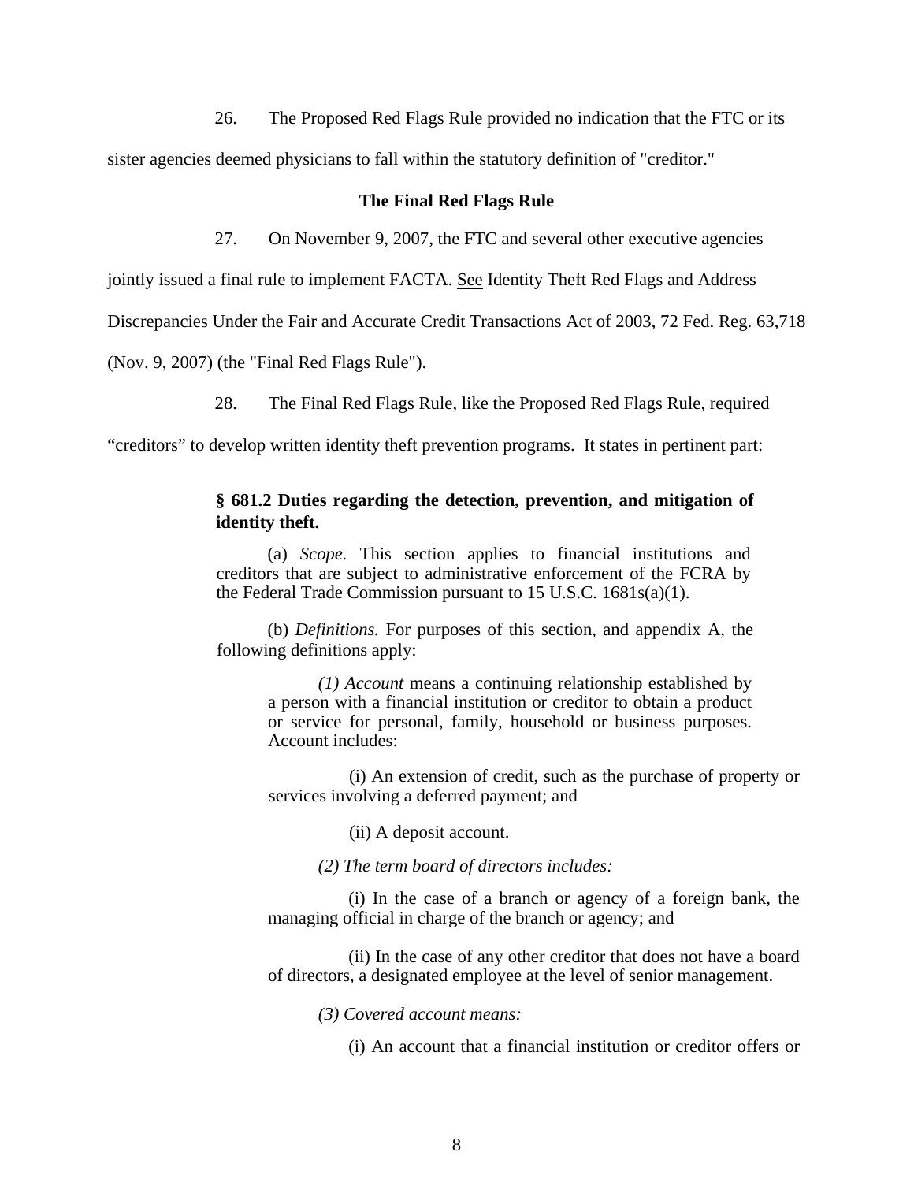26. The Proposed Red Flags Rule provided no indication that the FTC or its sister agencies deemed physicians to fall within the statutory definition of "creditor."

### The Final Red Flags Rule

27. On November 9, 2007, the FTC and several other executive agencies jointly issued a final rule to implement FACTA. See Identity Theft Red Flags and Address Discrepancies Under the Fair and Accurate Credit Transactions Act of 2003, 72 Fed. Reg. 63,718 (Nov. 9, 2007) (the "Final Red Flags Rule").

28. The Final Red Flags Rule, like the Proposed Red Flags Rule, required "creditors" to develop written identity theft prevention programs. It states in pertinent part:

> **§ 681.2 Duties regarding the detection, prevention, and mitigation of identity theft.**
>
> (a) *Scope.* This section applies to financial institutions and creditors that are subject to administrative enforcement of the FCRA by the Federal Trade Commission pursuant to 15 U.S.C. 1681s(a)(1).
>
> (b) *Definitions.* For purposes of this section, and appendix A, the following definitions apply:
>
> > *(1) Account* means a continuing relationship established by a person with a financial institution or creditor to obtain a product or service for personal, family, household or business purposes. Account includes:
> >
> > (i) An extension of credit, such as the purchase of property or services involving a deferred payment; and
> >
> > (ii) A deposit account.
> >
> > *(2) The term board of directors includes:*
> >
> > (i) In the case of a branch or agency of a foreign bank, the managing official in charge of the branch or agency; and
> >
> > (ii) In the case of any other creditor that does not have a board of directors, a designated employee at the level of senior management.
> >
> > *(3) Covered account means:*
> >
> > (i) An account that a financial institution or creditor offers or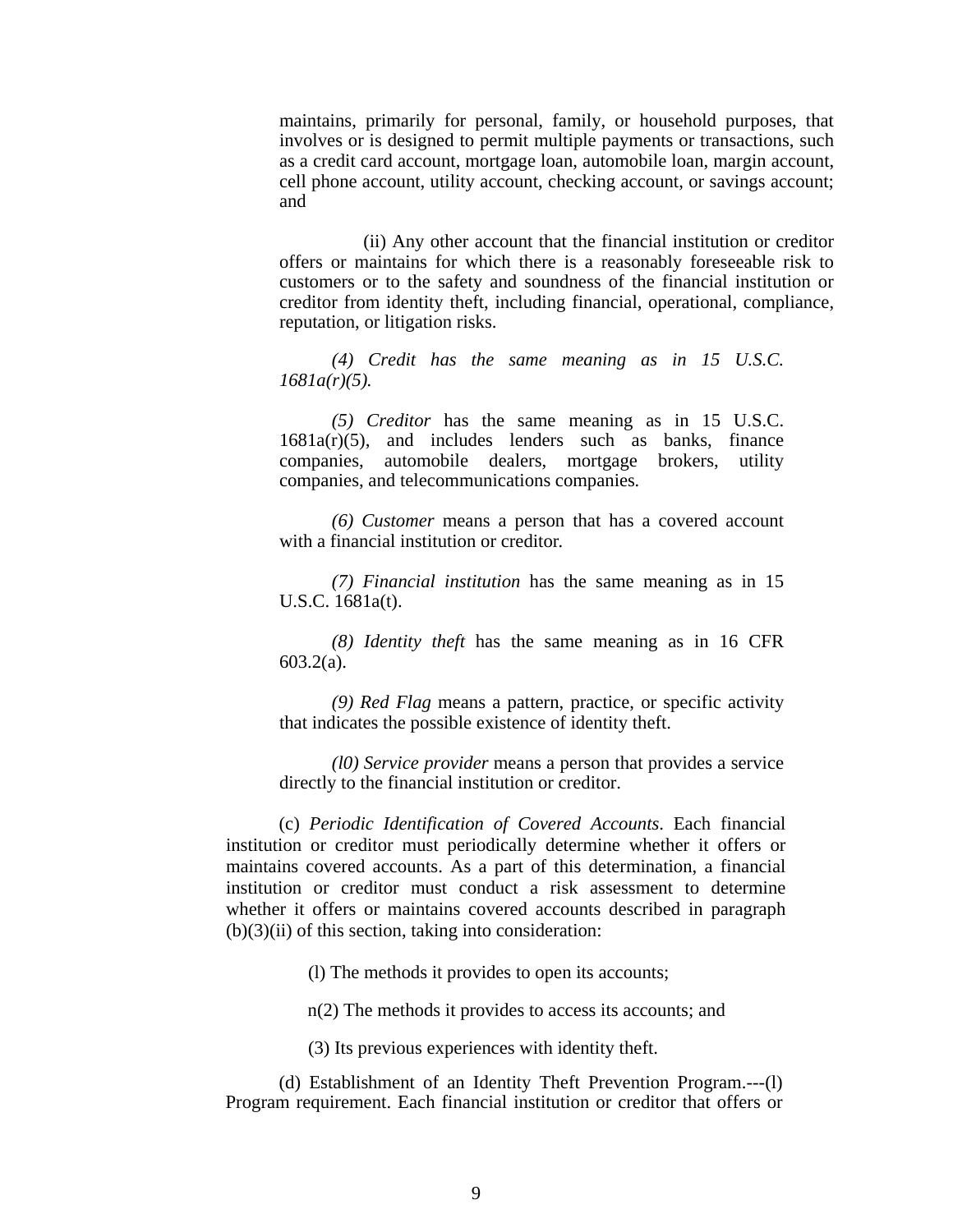maintains, primarily for personal, family, or household purposes, that involves or is designed to permit multiple payments or transactions, such as a credit card account, mortgage loan, automobile loan, margin account, cell phone account, utility account, checking account, or savings account; and

(ii) Any other account that the financial institution or creditor offers or maintains for which there is a reasonably foreseeable risk to customers or to the safety and soundness of the financial institution or creditor from identity theft, including financial, operational, compliance, reputation, or litigation risks.

*(4) Credit has the same meaning as in 15 U.S.C. 1681a(r)(5).*

*(5) Creditor* has the same meaning as in 15 U.S.C. 1681a(r)(5), and includes lenders such as banks, finance companies, automobile dealers, mortgage brokers, utility companies, and telecommunications companies.

*(6) Customer* means a person that has a covered account with a financial institution or creditor.

*(7) Financial institution* has the same meaning as in 15 U.S.C. 1681a(t).

*(8) Identity theft* has the same meaning as in 16 CFR 603.2(a).

*(9) Red Flag* means a pattern, practice, or specific activity that indicates the possible existence of identity theft.

*(l0) Service provider* means a person that provides a service directly to the financial institution or creditor.

(c) *Periodic Identification of Covered Accounts*. Each financial institution or creditor must periodically determine whether it offers or maintains covered accounts. As a part of this determination, a financial institution or creditor must conduct a risk assessment to determine whether it offers or maintains covered accounts described in paragraph (b)(3)(ii) of this section, taking into consideration:

(l) The methods it provides to open its accounts;

n(2) The methods it provides to access its accounts; and

(3) Its previous experiences with identity theft.

(d) Establishment of an Identity Theft Prevention Program.---(l) Program requirement. Each financial institution or creditor that offers or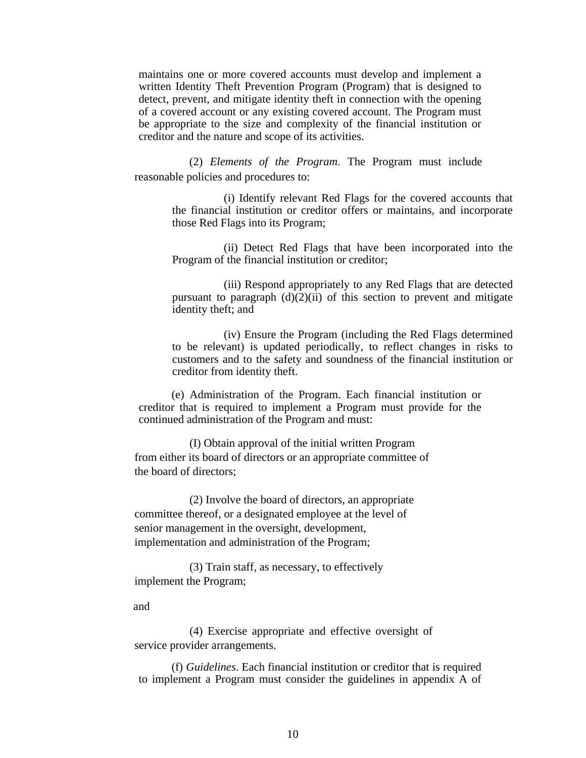maintains one or more covered accounts must develop and implement a written Identity Theft Prevention Program (Program) that is designed to detect, prevent, and mitigate identity theft in connection with the opening of a covered account or any existing covered account. The Program must be appropriate to the size and complexity of the financial institution or creditor and the nature and scope of its activities.

(2) *Elements of the Program*. The Program must include reasonable policies and procedures to:

(i) Identify relevant Red Flags for the covered accounts that the financial institution or creditor offers or maintains, and incorporate those Red Flags into its Program;

(ii) Detect Red Flags that have been incorporated into the Program of the financial institution or creditor;

(iii) Respond appropriately to any Red Flags that are detected pursuant to paragraph (d)(2)(ii) of this section to prevent and mitigate identity theft; and

(iv) Ensure the Program (including the Red Flags determined to be relevant) is updated periodically, to reflect changes in risks to customers and to the safety and soundness of the financial institution or creditor from identity theft.

(e) Administration of the Program. Each financial institution or creditor that is required to implement a Program must provide for the continued administration of the Program and must:

(I) Obtain approval of the initial written Program from either its board of directors or an appropriate committee of the board of directors;

(2) Involve the board of directors, an appropriate committee thereof, or a designated employee at the level of senior management in the oversight, development, implementation and administration of the Program;

(3) Train staff, as necessary, to effectively implement the Program;

and

(4) Exercise appropriate and effective oversight of service provider arrangements.

(f) *Guidelines*. Each financial institution or creditor that is required to implement a Program must consider the guidelines in appendix A of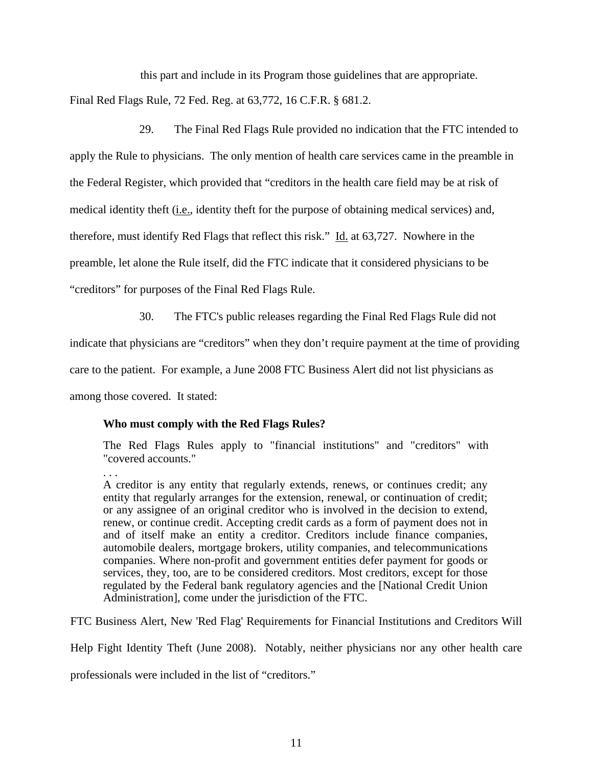this part and include in its Program those guidelines that are appropriate.

Final Red Flags Rule, 72 Fed. Reg. at 63,772, 16 C.F.R. § 681.2.

29. The Final Red Flags Rule provided no indication that the FTC intended to apply the Rule to physicians. The only mention of health care services came in the preamble in the Federal Register, which provided that "creditors in the health care field may be at risk of medical identity theft (i.e., identity theft for the purpose of obtaining medical services) and, therefore, must identify Red Flags that reflect this risk." Id. at 63,727. Nowhere in the preamble, let alone the Rule itself, did the FTC indicate that it considered physicians to be "creditors" for purposes of the Final Red Flags Rule.

30. The FTC's public releases regarding the Final Red Flags Rule did not indicate that physicians are "creditors" when they don't require payment at the time of providing care to the patient. For example, a June 2008 FTC Business Alert did not list physicians as among those covered. It stated:

> **Who must comply with the Red Flags Rules?**
>
> The Red Flags Rules apply to "financial institutions" and "creditors" with "covered accounts."
>
> . . .
>
> A creditor is any entity that regularly extends, renews, or continues credit; any entity that regularly arranges for the extension, renewal, or continuation of credit; or any assignee of an original creditor who is involved in the decision to extend, renew, or continue credit. Accepting credit cards as a form of payment does not in and of itself make an entity a creditor. Creditors include finance companies, automobile dealers, mortgage brokers, utility companies, and telecommunications companies. Where non-profit and government entities defer payment for goods or services, they, too, are to be considered creditors. Most creditors, except for those regulated by the Federal bank regulatory agencies and the [National Credit Union Administration], come under the jurisdiction of the FTC.

FTC Business Alert, New 'Red Flag' Requirements for Financial Institutions and Creditors Will Help Fight Identity Theft (June 2008). Notably, neither physicians nor any other health care professionals were included in the list of "creditors."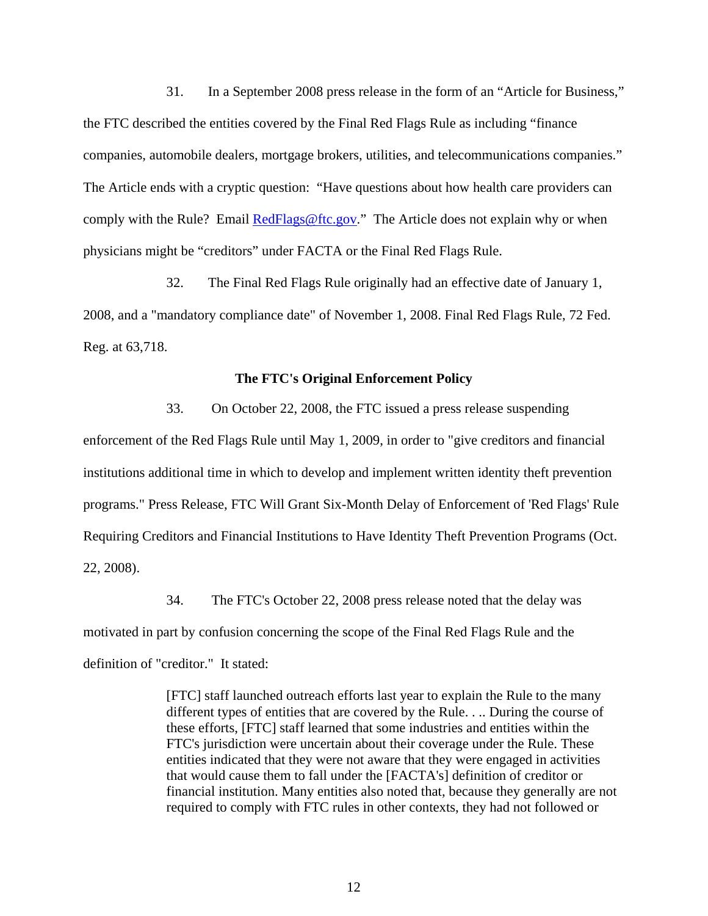31. In a September 2008 press release in the form of an "Article for Business," the FTC described the entities covered by the Final Red Flags Rule as including "finance companies, automobile dealers, mortgage brokers, utilities, and telecommunications companies." The Article ends with a cryptic question: "Have questions about how health care providers can comply with the Rule? Email RedFlags@ftc.gov." The Article does not explain why or when physicians might be "creditors" under FACTA or the Final Red Flags Rule.

32. The Final Red Flags Rule originally had an effective date of January 1, 2008, and a "mandatory compliance date" of November 1, 2008. Final Red Flags Rule, 72 Fed. Reg. at 63,718.

### The FTC's Original Enforcement Policy

33. On October 22, 2008, the FTC issued a press release suspending enforcement of the Red Flags Rule until May 1, 2009, in order to "give creditors and financial institutions additional time in which to develop and implement written identity theft prevention programs." Press Release, FTC Will Grant Six-Month Delay of Enforcement of 'Red Flags' Rule Requiring Creditors and Financial Institutions to Have Identity Theft Prevention Programs (Oct. 22, 2008).

34. The FTC's October 22, 2008 press release noted that the delay was motivated in part by confusion concerning the scope of the Final Red Flags Rule and the definition of "creditor." It stated:

> [FTC] staff launched outreach efforts last year to explain the Rule to the many different types of entities that are covered by the Rule. . .. During the course of these efforts, [FTC] staff learned that some industries and entities within the FTC's jurisdiction were uncertain about their coverage under the Rule. These entities indicated that they were not aware that they were engaged in activities that would cause them to fall under the [FACTA's] definition of creditor or financial institution. Many entities also noted that, because they generally are not required to comply with FTC rules in other contexts, they had not followed or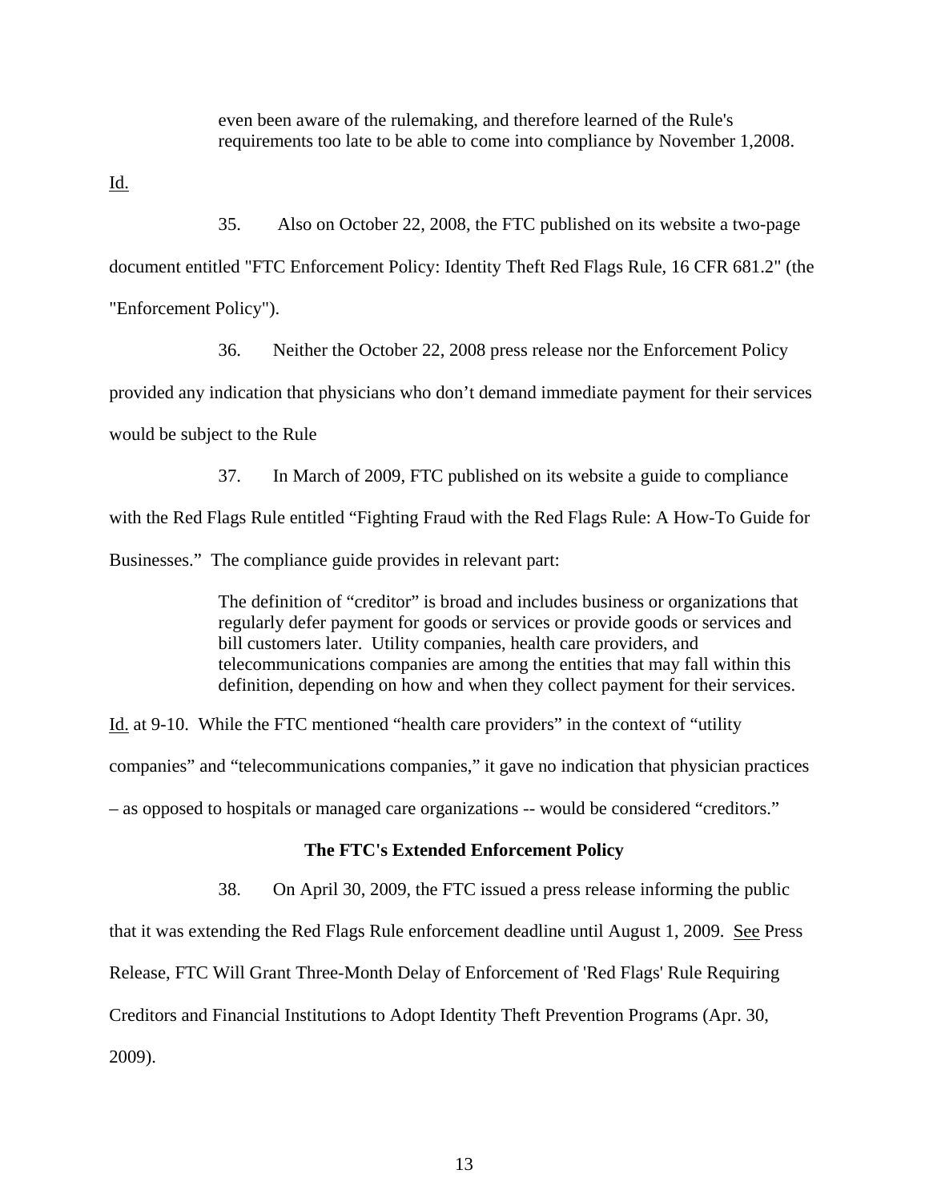> even been aware of the rulemaking, and therefore learned of the Rule's requirements too late to be able to come into compliance by November 1,2008.

Id.

35. Also on October 22, 2008, the FTC published on its website a two-page document entitled "FTC Enforcement Policy: Identity Theft Red Flags Rule, 16 CFR 681.2" (the "Enforcement Policy").

36. Neither the October 22, 2008 press release nor the Enforcement Policy provided any indication that physicians who don't demand immediate payment for their services would be subject to the Rule

37. In March of 2009, FTC published on its website a guide to compliance with the Red Flags Rule entitled "Fighting Fraud with the Red Flags Rule: A How-To Guide for Businesses." The compliance guide provides in relevant part:

> The definition of "creditor" is broad and includes business or organizations that regularly defer payment for goods or services or provide goods or services and bill customers later. Utility companies, health care providers, and telecommunications companies are among the entities that may fall within this definition, depending on how and when they collect payment for their services.

Id. at 9-10. While the FTC mentioned "health care providers" in the context of "utility companies" and "telecommunications companies," it gave no indication that physician practices – as opposed to hospitals or managed care organizations -- would be considered "creditors."

**The FTC's Extended Enforcement Policy**

38. On April 30, 2009, the FTC issued a press release informing the public that it was extending the Red Flags Rule enforcement deadline until August 1, 2009. See Press Release, FTC Will Grant Three-Month Delay of Enforcement of 'Red Flags' Rule Requiring Creditors and Financial Institutions to Adopt Identity Theft Prevention Programs (Apr. 30, 2009).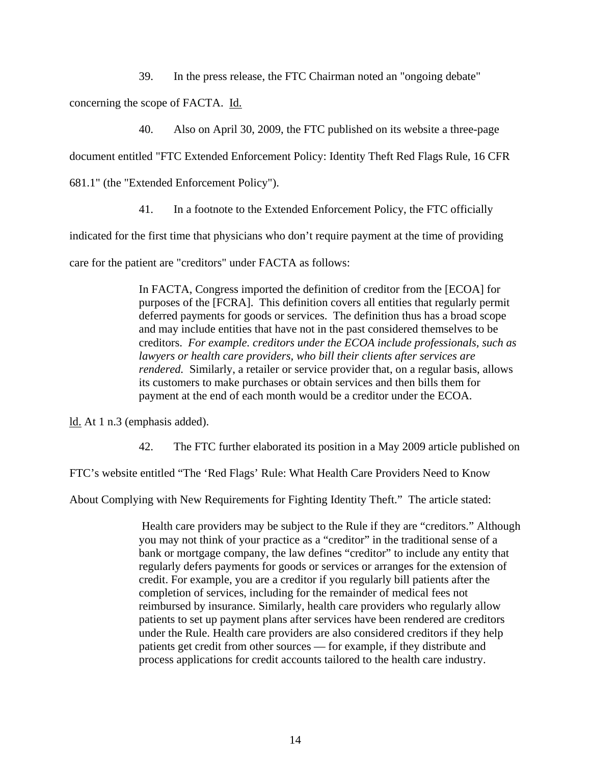39. In the press release, the FTC Chairman noted an "ongoing debate" concerning the scope of FACTA. Id.

40. Also on April 30, 2009, the FTC published on its website a three-page document entitled "FTC Extended Enforcement Policy: Identity Theft Red Flags Rule, 16 CFR 681.1" (the "Extended Enforcement Policy").

41. In a footnote to the Extended Enforcement Policy, the FTC officially indicated for the first time that physicians who don't require payment at the time of providing care for the patient are "creditors" under FACTA as follows:

> In FACTA, Congress imported the definition of creditor from the [ECOA] for purposes of the [FCRA]. This definition covers all entities that regularly permit deferred payments for goods or services. The definition thus has a broad scope and may include entities that have not in the past considered themselves to be creditors. *For example. creditors under the ECOA include professionals, such as lawyers or health care providers, who bill their clients after services are rendered.* Similarly, a retailer or service provider that, on a regular basis, allows its customers to make purchases or obtain services and then bills them for payment at the end of each month would be a creditor under the ECOA.

ld. At 1 n.3 (emphasis added).

42. The FTC further elaborated its position in a May 2009 article published on FTC's website entitled "The 'Red Flags' Rule: What Health Care Providers Need to Know About Complying with New Requirements for Fighting Identity Theft." The article stated:

> Health care providers may be subject to the Rule if they are "creditors." Although you may not think of your practice as a "creditor" in the traditional sense of a bank or mortgage company, the law defines "creditor" to include any entity that regularly defers payments for goods or services or arranges for the extension of credit. For example, you are a creditor if you regularly bill patients after the completion of services, including for the remainder of medical fees not reimbursed by insurance. Similarly, health care providers who regularly allow patients to set up payment plans after services have been rendered are creditors under the Rule. Health care providers are also considered creditors if they help patients get credit from other sources — for example, if they distribute and process applications for credit accounts tailored to the health care industry.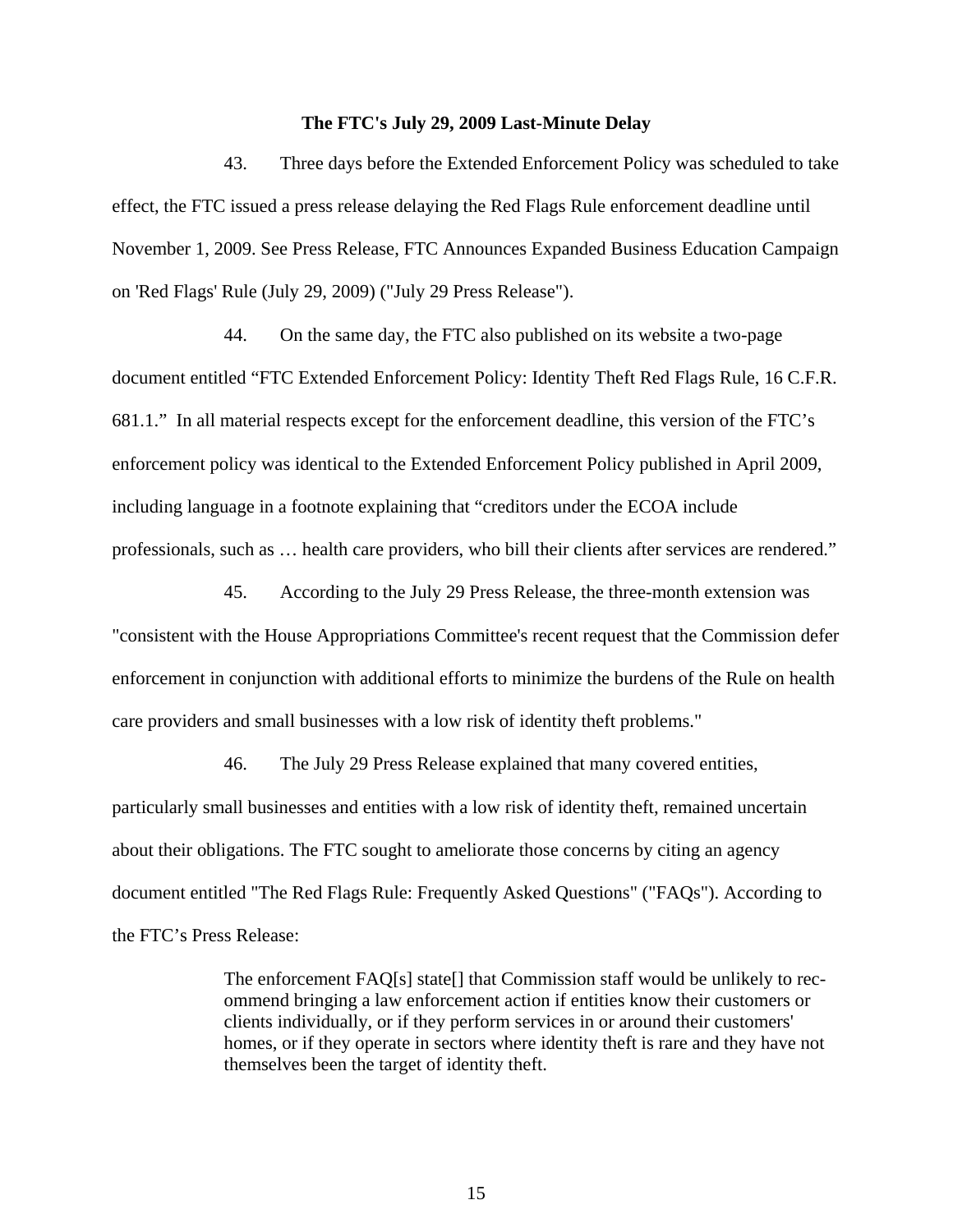**The FTC's July 29, 2009 Last-Minute Delay**

43. Three days before the Extended Enforcement Policy was scheduled to take effect, the FTC issued a press release delaying the Red Flags Rule enforcement deadline until November 1, 2009. See Press Release, FTC Announces Expanded Business Education Campaign on 'Red Flags' Rule (July 29, 2009) ("July 29 Press Release").

44. On the same day, the FTC also published on its website a two-page document entitled "FTC Extended Enforcement Policy: Identity Theft Red Flags Rule, 16 C.F.R. 681.1." In all material respects except for the enforcement deadline, this version of the FTC's enforcement policy was identical to the Extended Enforcement Policy published in April 2009, including language in a footnote explaining that "creditors under the ECOA include professionals, such as … health care providers, who bill their clients after services are rendered."

45. According to the July 29 Press Release, the three-month extension was "consistent with the House Appropriations Committee's recent request that the Commission defer enforcement in conjunction with additional efforts to minimize the burdens of the Rule on health care providers and small businesses with a low risk of identity theft problems."

46. The July 29 Press Release explained that many covered entities, particularly small businesses and entities with a low risk of identity theft, remained uncertain about their obligations. The FTC sought to ameliorate those concerns by citing an agency document entitled "The Red Flags Rule: Frequently Asked Questions" ("FAQs"). According to the FTC's Press Release:

> The enforcement FAQ[s] state[] that Commission staff would be unlikely to recommend bringing a law enforcement action if entities know their customers or clients individually, or if they perform services in or around their customers' homes, or if they operate in sectors where identity theft is rare and they have not themselves been the target of identity theft.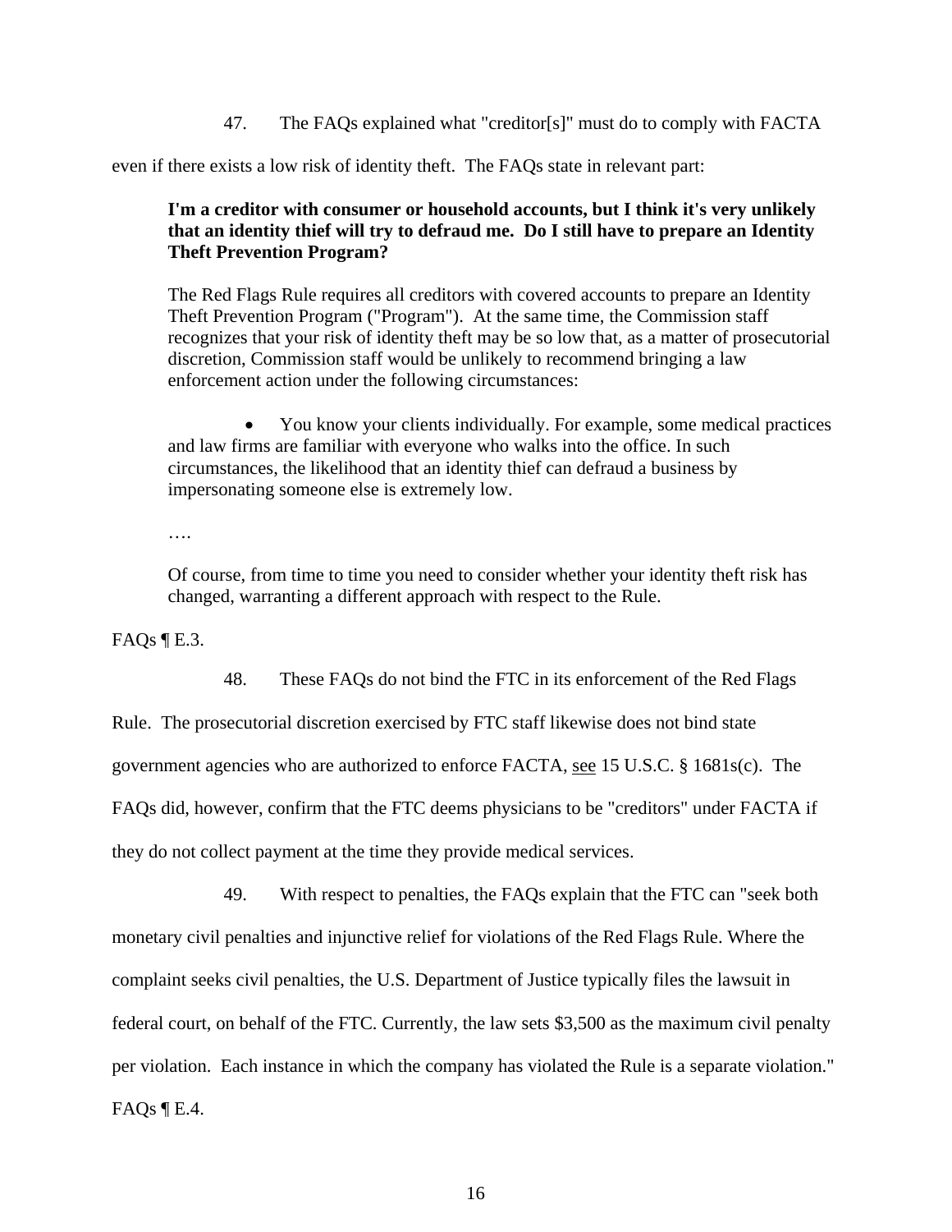47. The FAQs explained what "creditor[s]" must do to comply with FACTA even if there exists a low risk of identity theft. The FAQs state in relevant part:

> **I'm a creditor with consumer or household accounts, but I think it's very unlikely that an identity thief will try to defraud me. Do I still have to prepare an Identity Theft Prevention Program?**
>
> The Red Flags Rule requires all creditors with covered accounts to prepare an Identity Theft Prevention Program ("Program"). At the same time, the Commission staff recognizes that your risk of identity theft may be so low that, as a matter of prosecutorial discretion, Commission staff would be unlikely to recommend bringing a law enforcement action under the following circumstances:
>
> - You know your clients individually. For example, some medical practices and law firms are familiar with everyone who walks into the office. In such circumstances, the likelihood that an identity thief can defraud a business by impersonating someone else is extremely low.
>
> ….
>
> Of course, from time to time you need to consider whether your identity theft risk has changed, warranting a different approach with respect to the Rule.

FAQs ¶ E.3.

48. These FAQs do not bind the FTC in its enforcement of the Red Flags Rule. The prosecutorial discretion exercised by FTC staff likewise does not bind state government agencies who are authorized to enforce FACTA, see 15 U.S.C. § 1681s(c). The FAQs did, however, confirm that the FTC deems physicians to be "creditors" under FACTA if they do not collect payment at the time they provide medical services.

49. With respect to penalties, the FAQs explain that the FTC can "seek both monetary civil penalties and injunctive relief for violations of the Red Flags Rule. Where the complaint seeks civil penalties, the U.S. Department of Justice typically files the lawsuit in federal court, on behalf of the FTC. Currently, the law sets $3,500 as the maximum civil penalty per violation. Each instance in which the company has violated the Rule is a separate violation." FAQs ¶ E.4.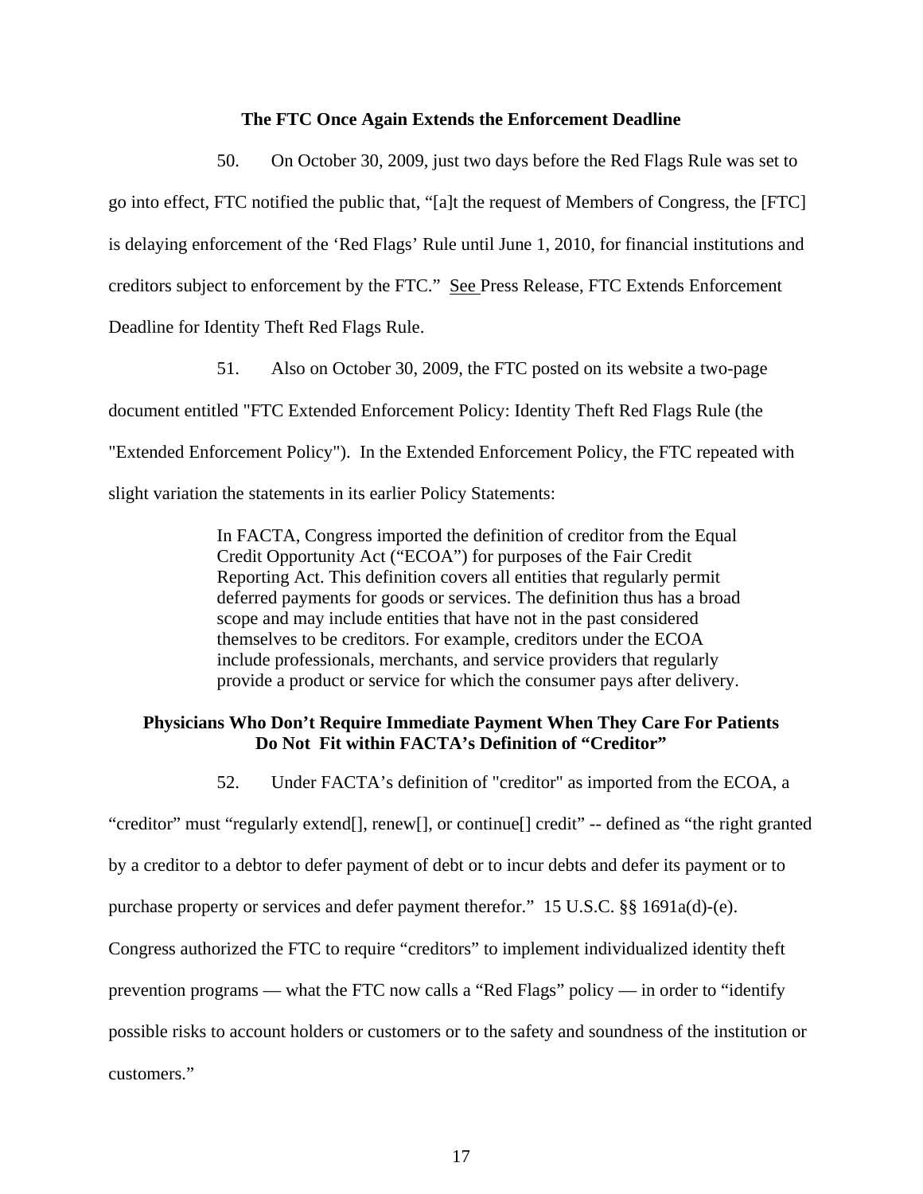**The FTC Once Again Extends the Enforcement Deadline**

50. On October 30, 2009, just two days before the Red Flags Rule was set to go into effect, FTC notified the public that, "[a]t the request of Members of Congress, the [FTC] is delaying enforcement of the 'Red Flags' Rule until June 1, 2010, for financial institutions and creditors subject to enforcement by the FTC." See Press Release, FTC Extends Enforcement Deadline for Identity Theft Red Flags Rule.

51. Also on October 30, 2009, the FTC posted on its website a two-page document entitled "FTC Extended Enforcement Policy: Identity Theft Red Flags Rule (the "Extended Enforcement Policy"). In the Extended Enforcement Policy, the FTC repeated with slight variation the statements in its earlier Policy Statements:

> In FACTA, Congress imported the definition of creditor from the Equal Credit Opportunity Act ("ECOA") for purposes of the Fair Credit Reporting Act. This definition covers all entities that regularly permit deferred payments for goods or services. The definition thus has a broad scope and may include entities that have not in the past considered themselves to be creditors. For example, creditors under the ECOA include professionals, merchants, and service providers that regularly provide a product or service for which the consumer pays after delivery.

**Physicians Who Don't Require Immediate Payment When They Care For Patients Do Not Fit within FACTA's Definition of "Creditor"**

52. Under FACTA's definition of "creditor" as imported from the ECOA, a "creditor" must "regularly extend[], renew[], or continue[] credit" -- defined as "the right granted by a creditor to a debtor to defer payment of debt or to incur debts and defer its payment or to purchase property or services and defer payment therefor." 15 U.S.C. §§ 1691a(d)-(e). Congress authorized the FTC to require "creditors" to implement individualized identity theft prevention programs — what the FTC now calls a "Red Flags" policy — in order to "identify possible risks to account holders or customers or to the safety and soundness of the institution or customers."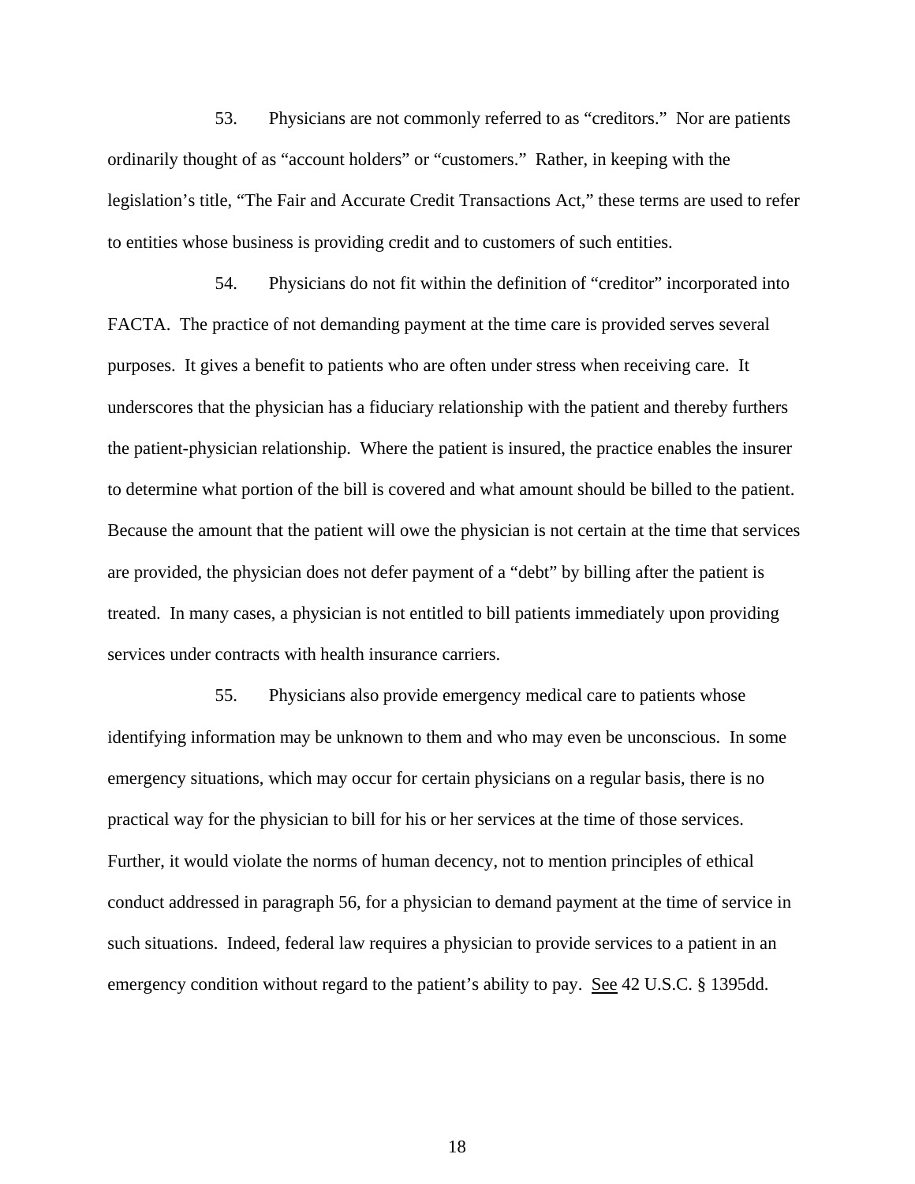53. Physicians are not commonly referred to as "creditors." Nor are patients ordinarily thought of as "account holders" or "customers." Rather, in keeping with the legislation's title, "The Fair and Accurate Credit Transactions Act," these terms are used to refer to entities whose business is providing credit and to customers of such entities.

54. Physicians do not fit within the definition of "creditor" incorporated into FACTA. The practice of not demanding payment at the time care is provided serves several purposes. It gives a benefit to patients who are often under stress when receiving care. It underscores that the physician has a fiduciary relationship with the patient and thereby furthers the patient-physician relationship. Where the patient is insured, the practice enables the insurer to determine what portion of the bill is covered and what amount should be billed to the patient. Because the amount that the patient will owe the physician is not certain at the time that services are provided, the physician does not defer payment of a "debt" by billing after the patient is treated. In many cases, a physician is not entitled to bill patients immediately upon providing services under contracts with health insurance carriers.

55. Physicians also provide emergency medical care to patients whose identifying information may be unknown to them and who may even be unconscious. In some emergency situations, which may occur for certain physicians on a regular basis, there is no practical way for the physician to bill for his or her services at the time of those services. Further, it would violate the norms of human decency, not to mention principles of ethical conduct addressed in paragraph 56, for a physician to demand payment at the time of service in such situations. Indeed, federal law requires a physician to provide services to a patient in an emergency condition without regard to the patient's ability to pay. See 42 U.S.C. § 1395dd.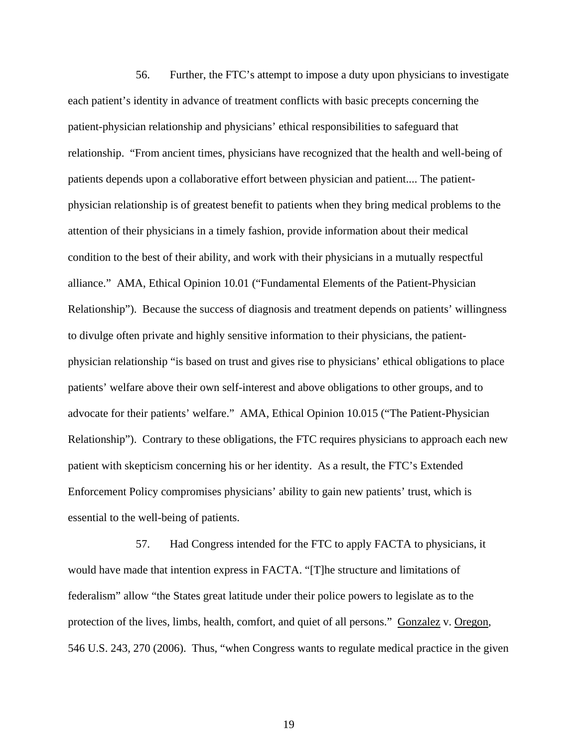56. Further, the FTC's attempt to impose a duty upon physicians to investigate each patient's identity in advance of treatment conflicts with basic precepts concerning the patient-physician relationship and physicians' ethical responsibilities to safeguard that relationship. "From ancient times, physicians have recognized that the health and well-being of patients depends upon a collaborative effort between physician and patient.... The patient-physician relationship is of greatest benefit to patients when they bring medical problems to the attention of their physicians in a timely fashion, provide information about their medical condition to the best of their ability, and work with their physicians in a mutually respectful alliance." AMA, Ethical Opinion 10.01 ("Fundamental Elements of the Patient-Physician Relationship"). Because the success of diagnosis and treatment depends on patients' willingness to divulge often private and highly sensitive information to their physicians, the patient-physician relationship "is based on trust and gives rise to physicians' ethical obligations to place patients' welfare above their own self-interest and above obligations to other groups, and to advocate for their patients' welfare." AMA, Ethical Opinion 10.015 ("The Patient-Physician Relationship"). Contrary to these obligations, the FTC requires physicians to approach each new patient with skepticism concerning his or her identity. As a result, the FTC's Extended Enforcement Policy compromises physicians' ability to gain new patients' trust, which is essential to the well-being of patients.

57. Had Congress intended for the FTC to apply FACTA to physicians, it would have made that intention express in FACTA. "[T]he structure and limitations of federalism" allow "the States great latitude under their police powers to legislate as to the protection of the lives, limbs, health, comfort, and quiet of all persons." Gonzalez v. Oregon, 546 U.S. 243, 270 (2006). Thus, "when Congress wants to regulate medical practice in the given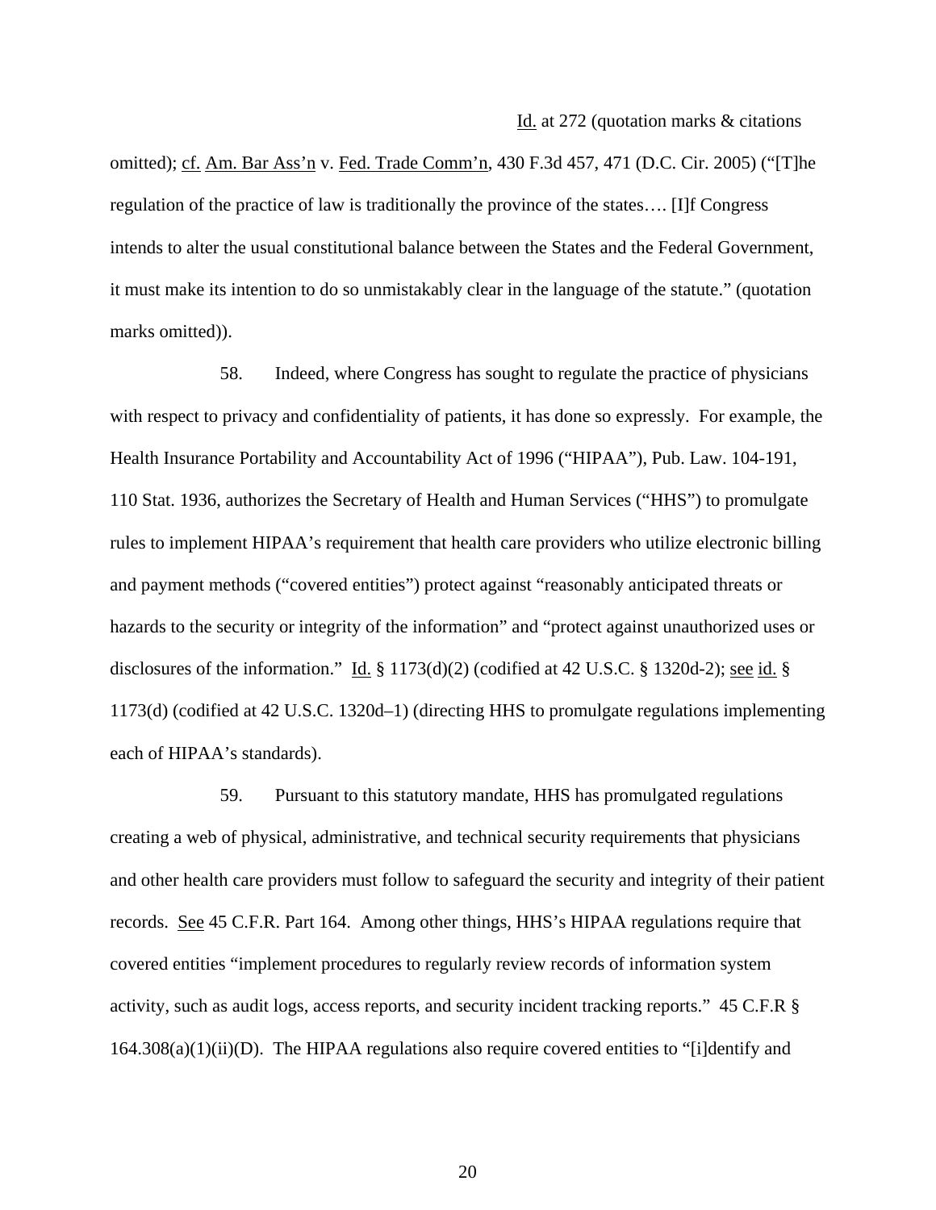Id. at 272 (quotation marks & citations omitted); cf. Am. Bar Ass'n v. Fed. Trade Comm'n, 430 F.3d 457, 471 (D.C. Cir. 2005) ("[T]he regulation of the practice of law is traditionally the province of the states…. [I]f Congress intends to alter the usual constitutional balance between the States and the Federal Government, it must make its intention to do so unmistakably clear in the language of the statute." (quotation marks omitted)).

58. Indeed, where Congress has sought to regulate the practice of physicians with respect to privacy and confidentiality of patients, it has done so expressly. For example, the Health Insurance Portability and Accountability Act of 1996 ("HIPAA"), Pub. Law. 104-191, 110 Stat. 1936, authorizes the Secretary of Health and Human Services ("HHS") to promulgate rules to implement HIPAA's requirement that health care providers who utilize electronic billing and payment methods ("covered entities") protect against "reasonably anticipated threats or hazards to the security or integrity of the information" and "protect against unauthorized uses or disclosures of the information." Id. § 1173(d)(2) (codified at 42 U.S.C. § 1320d-2); see id. § 1173(d) (codified at 42 U.S.C. 1320d–1) (directing HHS to promulgate regulations implementing each of HIPAA's standards).

59. Pursuant to this statutory mandate, HHS has promulgated regulations creating a web of physical, administrative, and technical security requirements that physicians and other health care providers must follow to safeguard the security and integrity of their patient records. See 45 C.F.R. Part 164. Among other things, HHS's HIPAA regulations require that covered entities "implement procedures to regularly review records of information system activity, such as audit logs, access reports, and security incident tracking reports." 45 C.F.R § 164.308(a)(1)(ii)(D). The HIPAA regulations also require covered entities to "[i]dentify and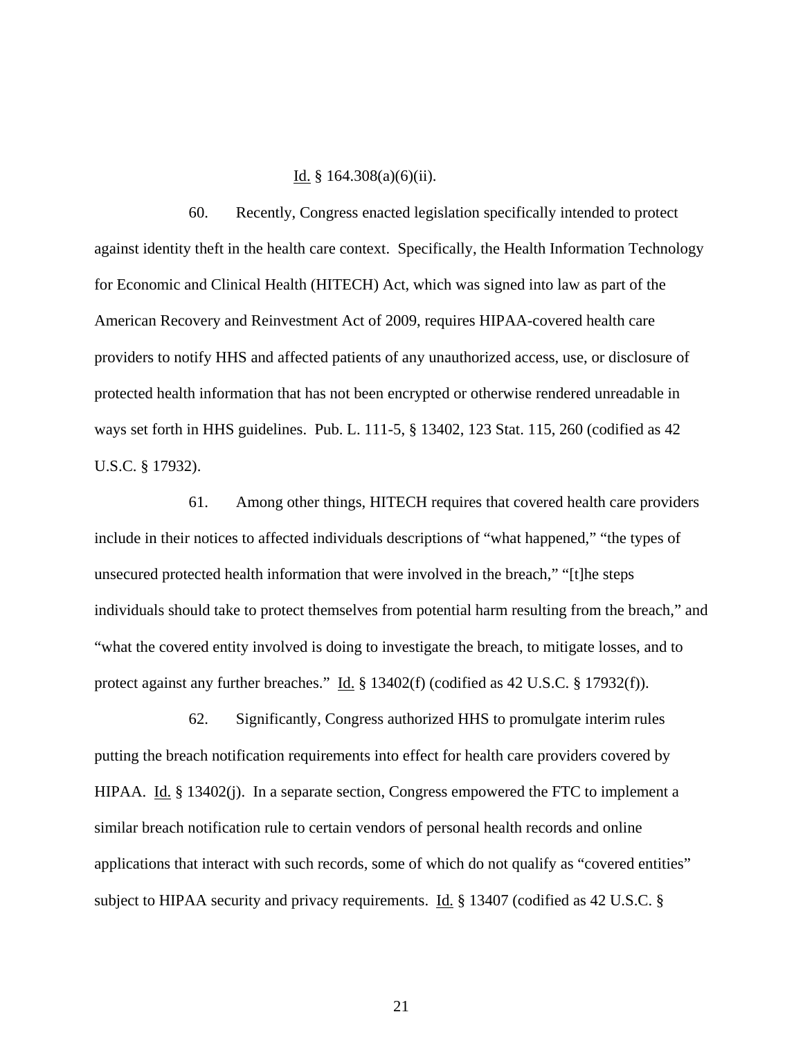Id. § 164.308(a)(6)(ii).

60. Recently, Congress enacted legislation specifically intended to protect against identity theft in the health care context. Specifically, the Health Information Technology for Economic and Clinical Health (HITECH) Act, which was signed into law as part of the American Recovery and Reinvestment Act of 2009, requires HIPAA-covered health care providers to notify HHS and affected patients of any unauthorized access, use, or disclosure of protected health information that has not been encrypted or otherwise rendered unreadable in ways set forth in HHS guidelines. Pub. L. 111-5, § 13402, 123 Stat. 115, 260 (codified as 42 U.S.C. § 17932).

61. Among other things, HITECH requires that covered health care providers include in their notices to affected individuals descriptions of "what happened," "the types of unsecured protected health information that were involved in the breach," "[t]he steps individuals should take to protect themselves from potential harm resulting from the breach," and "what the covered entity involved is doing to investigate the breach, to mitigate losses, and to protect against any further breaches." Id. § 13402(f) (codified as 42 U.S.C. § 17932(f)).

62. Significantly, Congress authorized HHS to promulgate interim rules putting the breach notification requirements into effect for health care providers covered by HIPAA. Id. § 13402(j). In a separate section, Congress empowered the FTC to implement a similar breach notification rule to certain vendors of personal health records and online applications that interact with such records, some of which do not qualify as "covered entities" subject to HIPAA security and privacy requirements. Id. § 13407 (codified as 42 U.S.C. §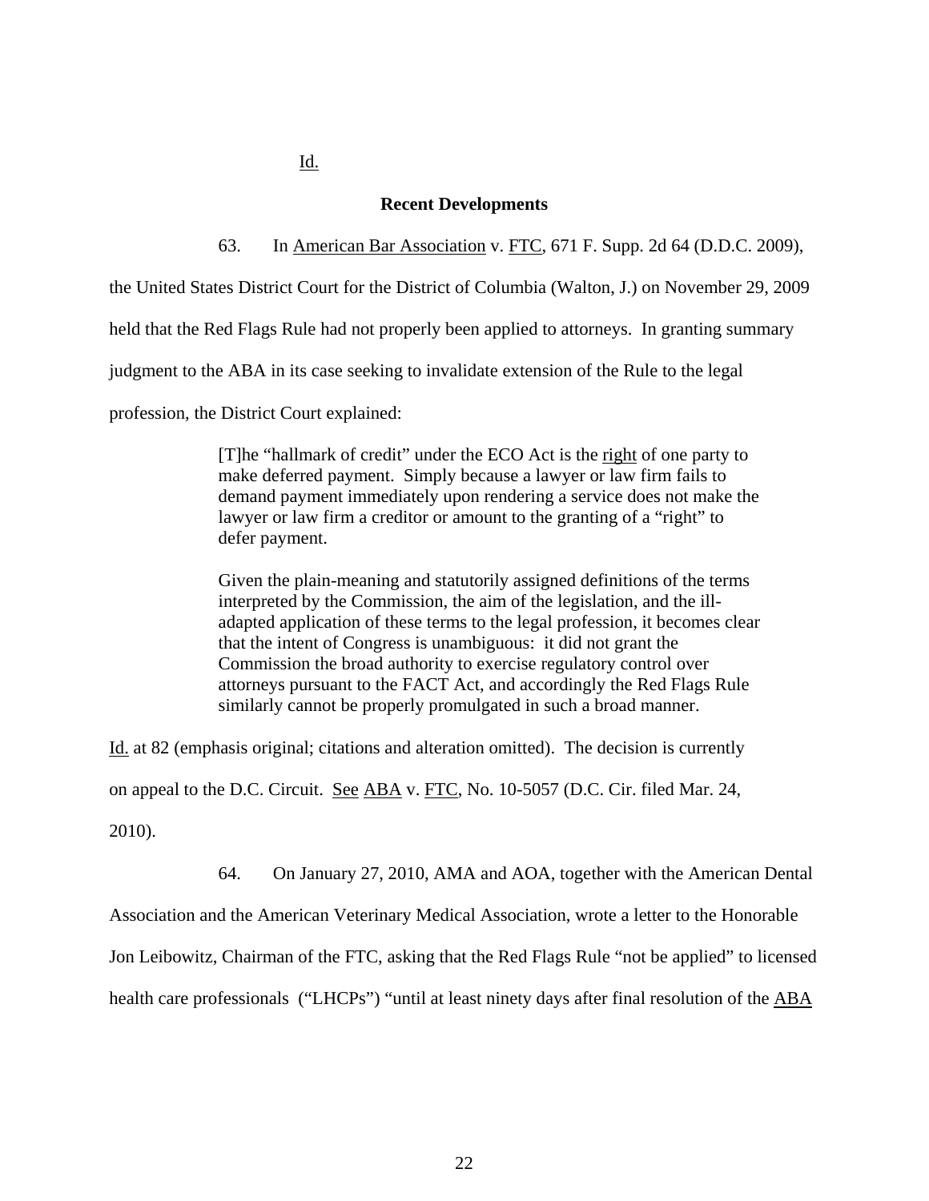Id.

**Recent Developments**

63. In American Bar Association v. FTC, 671 F. Supp. 2d 64 (D.D.C. 2009), the United States District Court for the District of Columbia (Walton, J.) on November 29, 2009 held that the Red Flags Rule had not properly been applied to attorneys. In granting summary judgment to the ABA in its case seeking to invalidate extension of the Rule to the legal profession, the District Court explained:

> [T]he "hallmark of credit" under the ECO Act is the right of one party to make deferred payment. Simply because a lawyer or law firm fails to demand payment immediately upon rendering a service does not make the lawyer or law firm a creditor or amount to the granting of a "right" to defer payment.
>
> Given the plain-meaning and statutorily assigned definitions of the terms interpreted by the Commission, the aim of the legislation, and the ill-adapted application of these terms to the legal profession, it becomes clear that the intent of Congress is unambiguous: it did not grant the Commission the broad authority to exercise regulatory control over attorneys pursuant to the FACT Act, and accordingly the Red Flags Rule similarly cannot be properly promulgated in such a broad manner.

Id. at 82 (emphasis original; citations and alteration omitted). The decision is currently on appeal to the D.C. Circuit. See ABA v. FTC, No. 10-5057 (D.C. Cir. filed Mar. 24, 2010).

64. On January 27, 2010, AMA and AOA, together with the American Dental Association and the American Veterinary Medical Association, wrote a letter to the Honorable Jon Leibowitz, Chairman of the FTC, asking that the Red Flags Rule "not be applied" to licensed health care professionals ("LHCPs") "until at least ninety days after final resolution of the ABA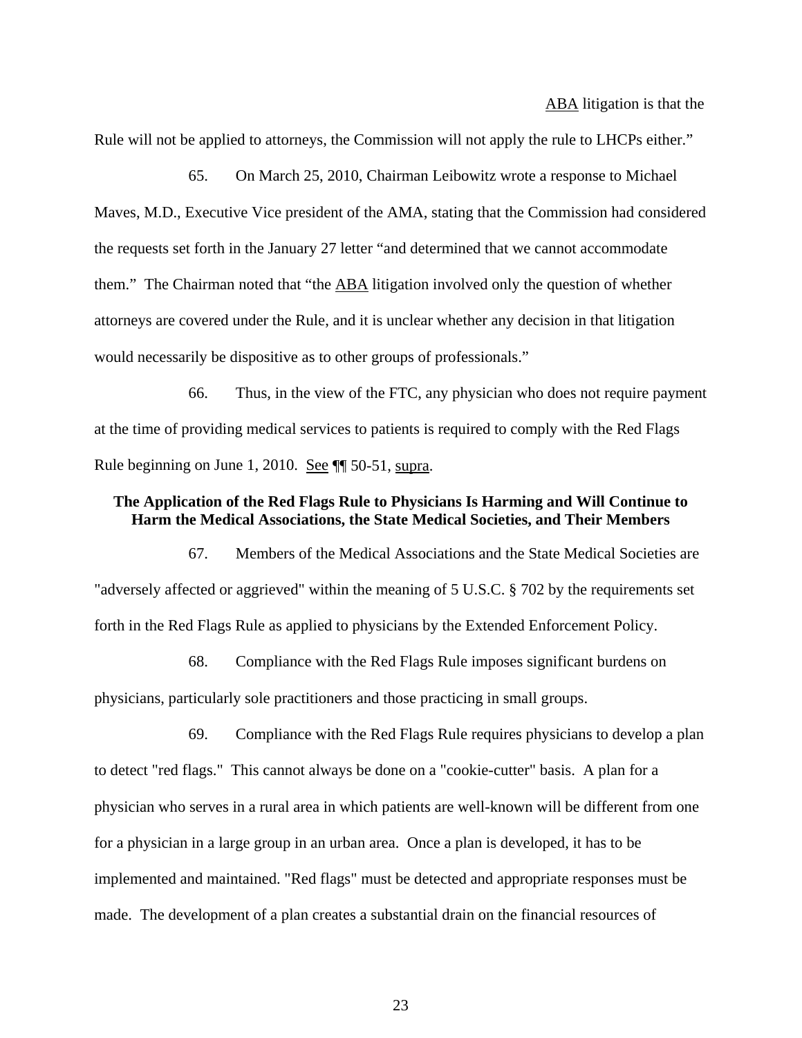ABA litigation is that the Rule will not be applied to attorneys, the Commission will not apply the rule to LHCPs either."

65. On March 25, 2010, Chairman Leibowitz wrote a response to Michael Maves, M.D., Executive Vice president of the AMA, stating that the Commission had considered the requests set forth in the January 27 letter "and determined that we cannot accommodate them." The Chairman noted that "the ABA litigation involved only the question of whether attorneys are covered under the Rule, and it is unclear whether any decision in that litigation would necessarily be dispositive as to other groups of professionals."

66. Thus, in the view of the FTC, any physician who does not require payment at the time of providing medical services to patients is required to comply with the Red Flags Rule beginning on June 1, 2010. See ¶¶ 50-51, supra.

**The Application of the Red Flags Rule to Physicians Is Harming and Will Continue to Harm the Medical Associations, the State Medical Societies, and Their Members**

67. Members of the Medical Associations and the State Medical Societies are "adversely affected or aggrieved" within the meaning of 5 U.S.C. § 702 by the requirements set forth in the Red Flags Rule as applied to physicians by the Extended Enforcement Policy.

68. Compliance with the Red Flags Rule imposes significant burdens on physicians, particularly sole practitioners and those practicing in small groups.

69. Compliance with the Red Flags Rule requires physicians to develop a plan to detect "red flags." This cannot always be done on a "cookie-cutter" basis. A plan for a physician who serves in a rural area in which patients are well-known will be different from one for a physician in a large group in an urban area. Once a plan is developed, it has to be implemented and maintained. "Red flags" must be detected and appropriate responses must be made. The development of a plan creates a substantial drain on the financial resources of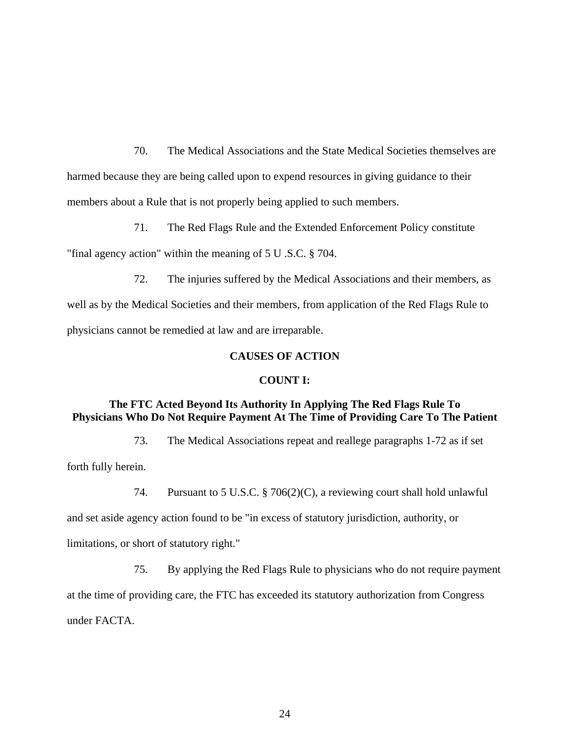70. The Medical Associations and the State Medical Societies themselves are harmed because they are being called upon to expend resources in giving guidance to their members about a Rule that is not properly being applied to such members.

71. The Red Flags Rule and the Extended Enforcement Policy constitute "final agency action" within the meaning of 5 U .S.C. § 704.

72. The injuries suffered by the Medical Associations and their members, as well as by the Medical Societies and their members, from application of the Red Flags Rule to physicians cannot be remedied at law and are irreparable.

## CAUSES OF ACTION

### COUNT I:

### The FTC Acted Beyond Its Authority In Applying The Red Flags Rule To Physicians Who Do Not Require Payment At The Time of Providing Care To The Patient

73. The Medical Associations repeat and reallege paragraphs 1-72 as if set forth fully herein.

74. Pursuant to 5 U.S.C. § 706(2)(C), a reviewing court shall hold unlawful and set aside agency action found to be "in excess of statutory jurisdiction, authority, or limitations, or short of statutory right."

75. By applying the Red Flags Rule to physicians who do not require payment at the time of providing care, the FTC has exceeded its statutory authorization from Congress under FACTA.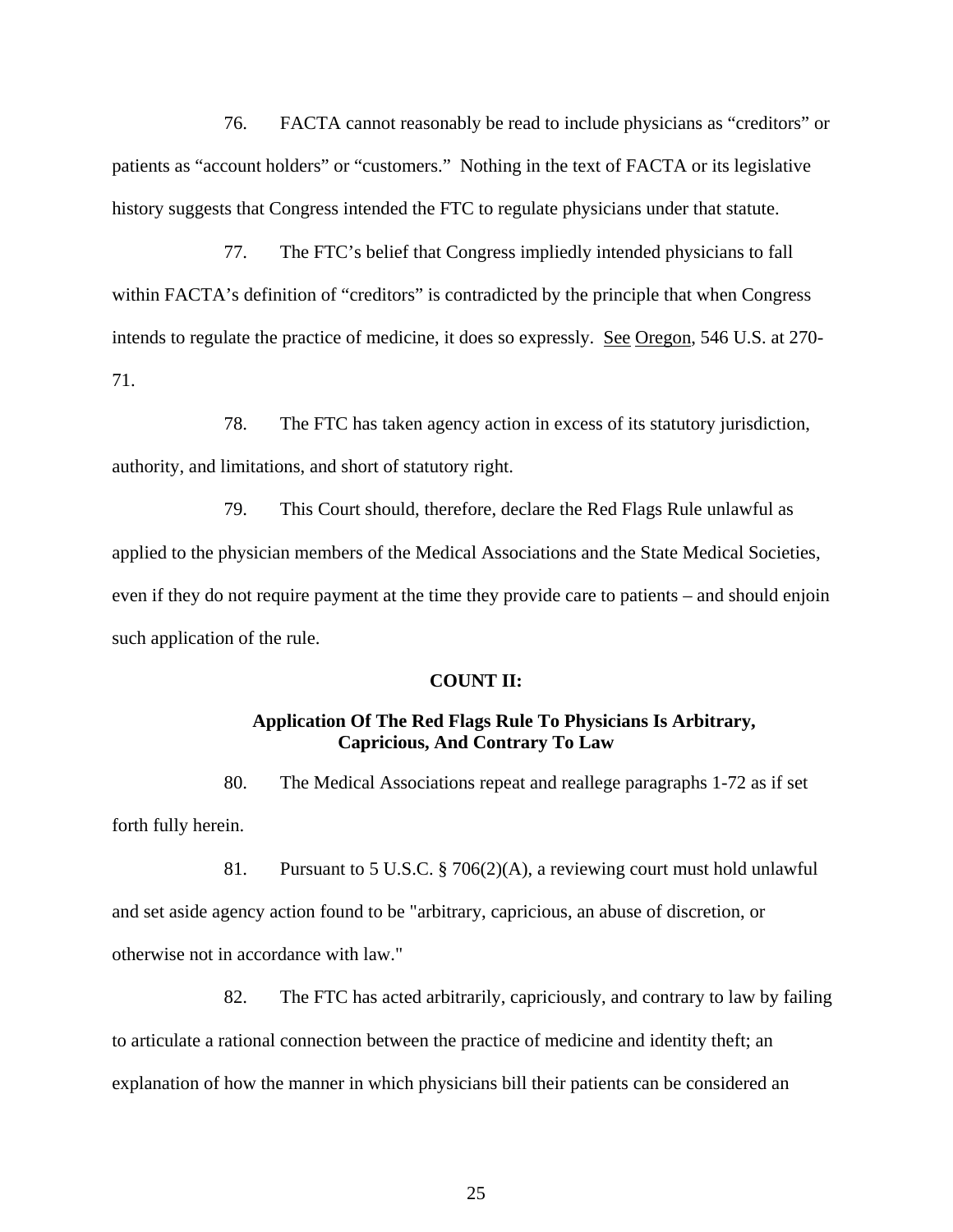76. FACTA cannot reasonably be read to include physicians as "creditors" or patients as "account holders" or "customers." Nothing in the text of FACTA or its legislative history suggests that Congress intended the FTC to regulate physicians under that statute.

77. The FTC's belief that Congress impliedly intended physicians to fall within FACTA's definition of "creditors" is contradicted by the principle that when Congress intends to regulate the practice of medicine, it does so expressly. See Oregon, 546 U.S. at 270-71.

78. The FTC has taken agency action in excess of its statutory jurisdiction, authority, and limitations, and short of statutory right.

79. This Court should, therefore, declare the Red Flags Rule unlawful as applied to the physician members of the Medical Associations and the State Medical Societies, even if they do not require payment at the time they provide care to patients – and should enjoin such application of the rule.

**COUNT II:**

**Application Of The Red Flags Rule To Physicians Is Arbitrary, Capricious, And Contrary To Law**

80. The Medical Associations repeat and reallege paragraphs 1-72 as if set forth fully herein.

81. Pursuant to 5 U.S.C. § 706(2)(A), a reviewing court must hold unlawful and set aside agency action found to be "arbitrary, capricious, an abuse of discretion, or otherwise not in accordance with law."

82. The FTC has acted arbitrarily, capriciously, and contrary to law by failing to articulate a rational connection between the practice of medicine and identity theft; an explanation of how the manner in which physicians bill their patients can be considered an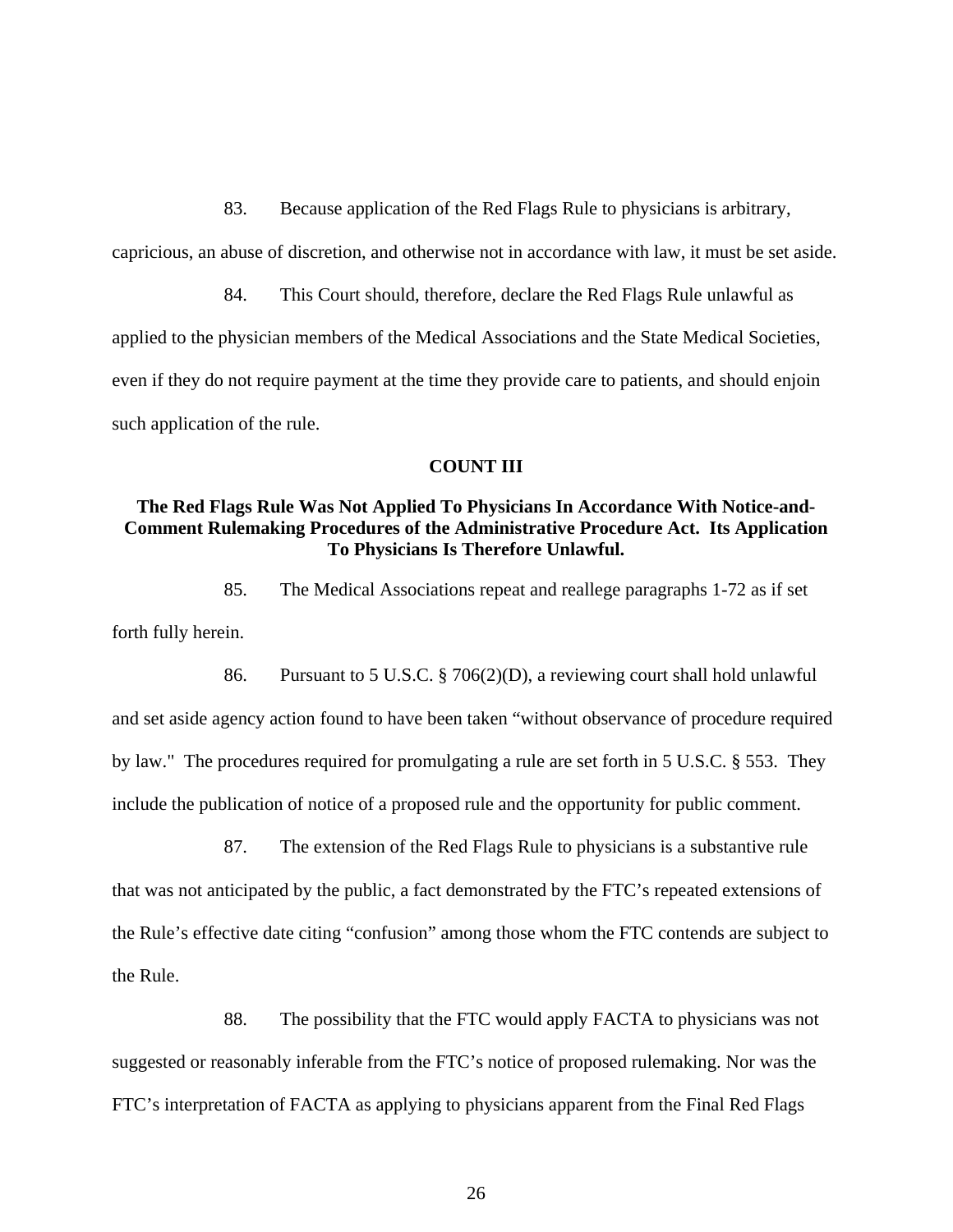83. Because application of the Red Flags Rule to physicians is arbitrary, capricious, an abuse of discretion, and otherwise not in accordance with law, it must be set aside.

84. This Court should, therefore, declare the Red Flags Rule unlawful as applied to the physician members of the Medical Associations and the State Medical Societies, even if they do not require payment at the time they provide care to patients, and should enjoin such application of the rule.

**COUNT III**

**The Red Flags Rule Was Not Applied To Physicians In Accordance With Notice-and-Comment Rulemaking Procedures of the Administrative Procedure Act. Its Application To Physicians Is Therefore Unlawful.**

85. The Medical Associations repeat and reallege paragraphs 1-72 as if set forth fully herein.

86. Pursuant to 5 U.S.C. § 706(2)(D), a reviewing court shall hold unlawful and set aside agency action found to have been taken "without observance of procedure required by law." The procedures required for promulgating a rule are set forth in 5 U.S.C. § 553. They include the publication of notice of a proposed rule and the opportunity for public comment.

87. The extension of the Red Flags Rule to physicians is a substantive rule that was not anticipated by the public, a fact demonstrated by the FTC's repeated extensions of the Rule's effective date citing "confusion" among those whom the FTC contends are subject to the Rule.

88. The possibility that the FTC would apply FACTA to physicians was not suggested or reasonably inferable from the FTC's notice of proposed rulemaking. Nor was the FTC's interpretation of FACTA as applying to physicians apparent from the Final Red Flags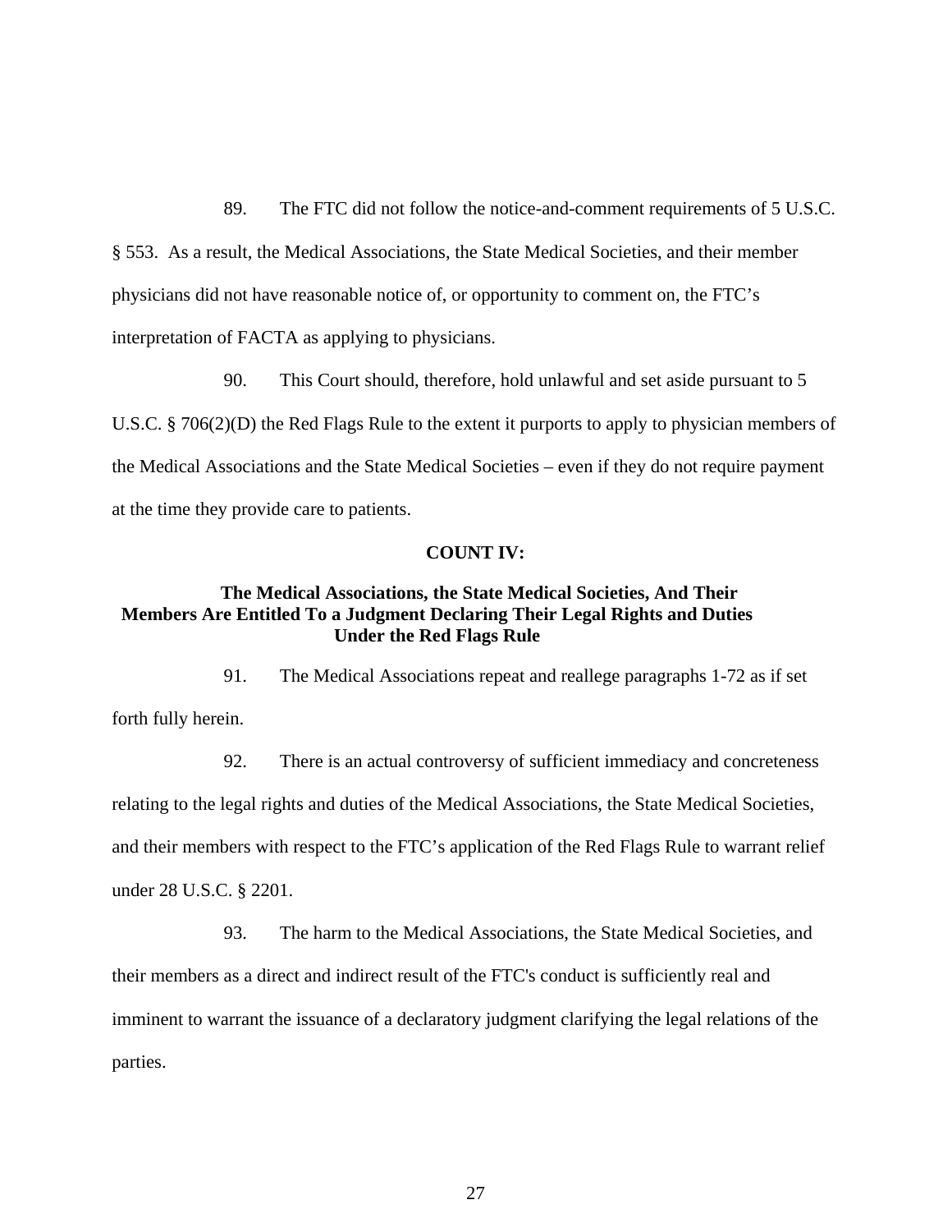89. The FTC did not follow the notice-and-comment requirements of 5 U.S.C. § 553. As a result, the Medical Associations, the State Medical Societies, and their member physicians did not have reasonable notice of, or opportunity to comment on, the FTC's interpretation of FACTA as applying to physicians.

90. This Court should, therefore, hold unlawful and set aside pursuant to 5 U.S.C. § 706(2)(D) the Red Flags Rule to the extent it purports to apply to physician members of the Medical Associations and the State Medical Societies – even if they do not require payment at the time they provide care to patients.

**COUNT IV:**

**The Medical Associations, the State Medical Societies, And Their Members Are Entitled To a Judgment Declaring Their Legal Rights and Duties Under the Red Flags Rule**

91. The Medical Associations repeat and reallege paragraphs 1-72 as if set forth fully herein.

92. There is an actual controversy of sufficient immediacy and concreteness relating to the legal rights and duties of the Medical Associations, the State Medical Societies, and their members with respect to the FTC's application of the Red Flags Rule to warrant relief under 28 U.S.C. § 2201.

93. The harm to the Medical Associations, the State Medical Societies, and their members as a direct and indirect result of the FTC's conduct is sufficiently real and imminent to warrant the issuance of a declaratory judgment clarifying the legal relations of the parties.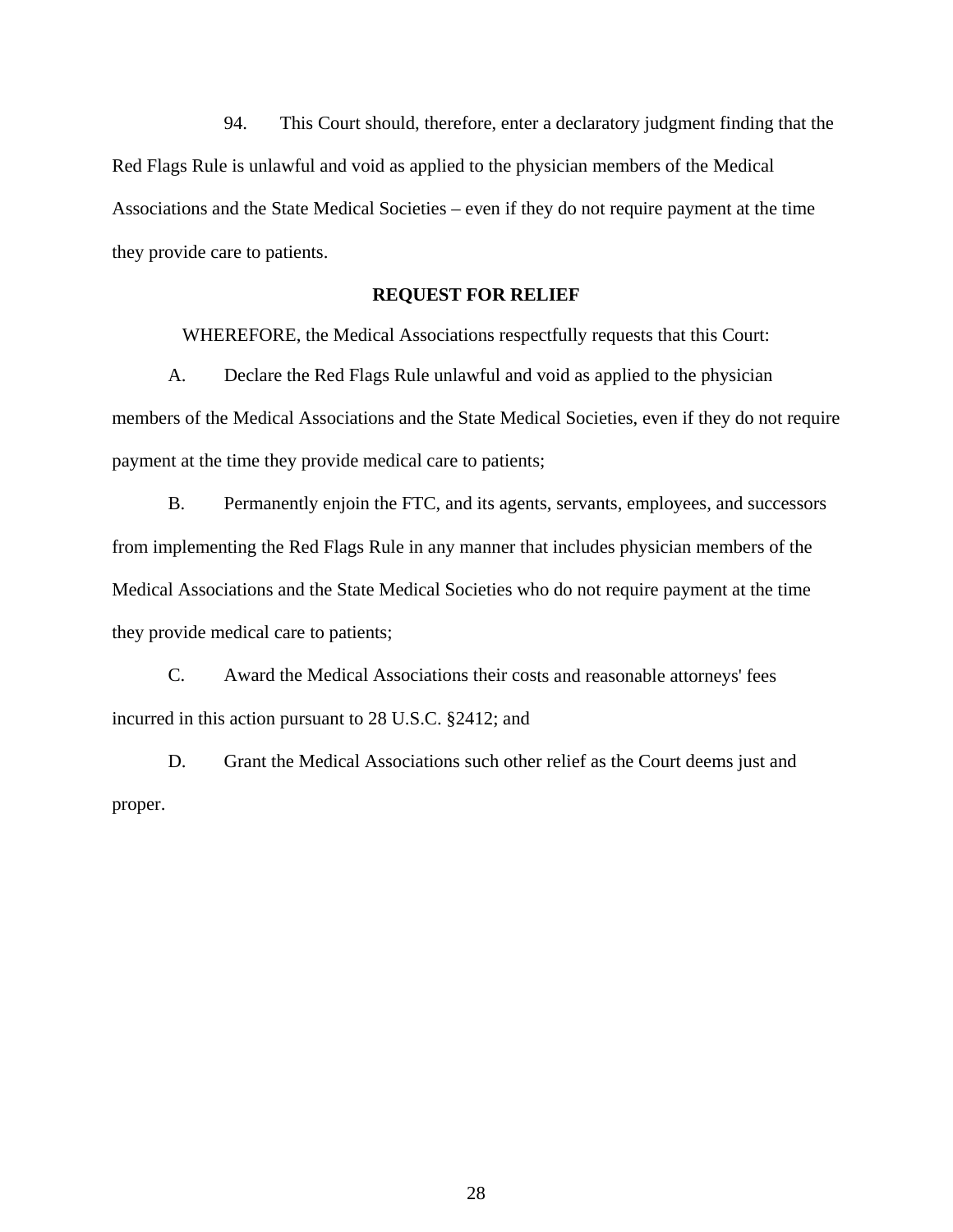94. This Court should, therefore, enter a declaratory judgment finding that the Red Flags Rule is unlawful and void as applied to the physician members of the Medical Associations and the State Medical Societies – even if they do not require payment at the time they provide care to patients.

**REQUEST FOR RELIEF**

WHEREFORE, the Medical Associations respectfully requests that this Court:

A. Declare the Red Flags Rule unlawful and void as applied to the physician members of the Medical Associations and the State Medical Societies, even if they do not require payment at the time they provide medical care to patients;

B. Permanently enjoin the FTC, and its agents, servants, employees, and successors from implementing the Red Flags Rule in any manner that includes physician members of the Medical Associations and the State Medical Societies who do not require payment at the time they provide medical care to patients;

C. Award the Medical Associations their costs and reasonable attorneys' fees incurred in this action pursuant to 28 U.S.C. §2412; and

D. Grant the Medical Associations such other relief as the Court deems just and proper.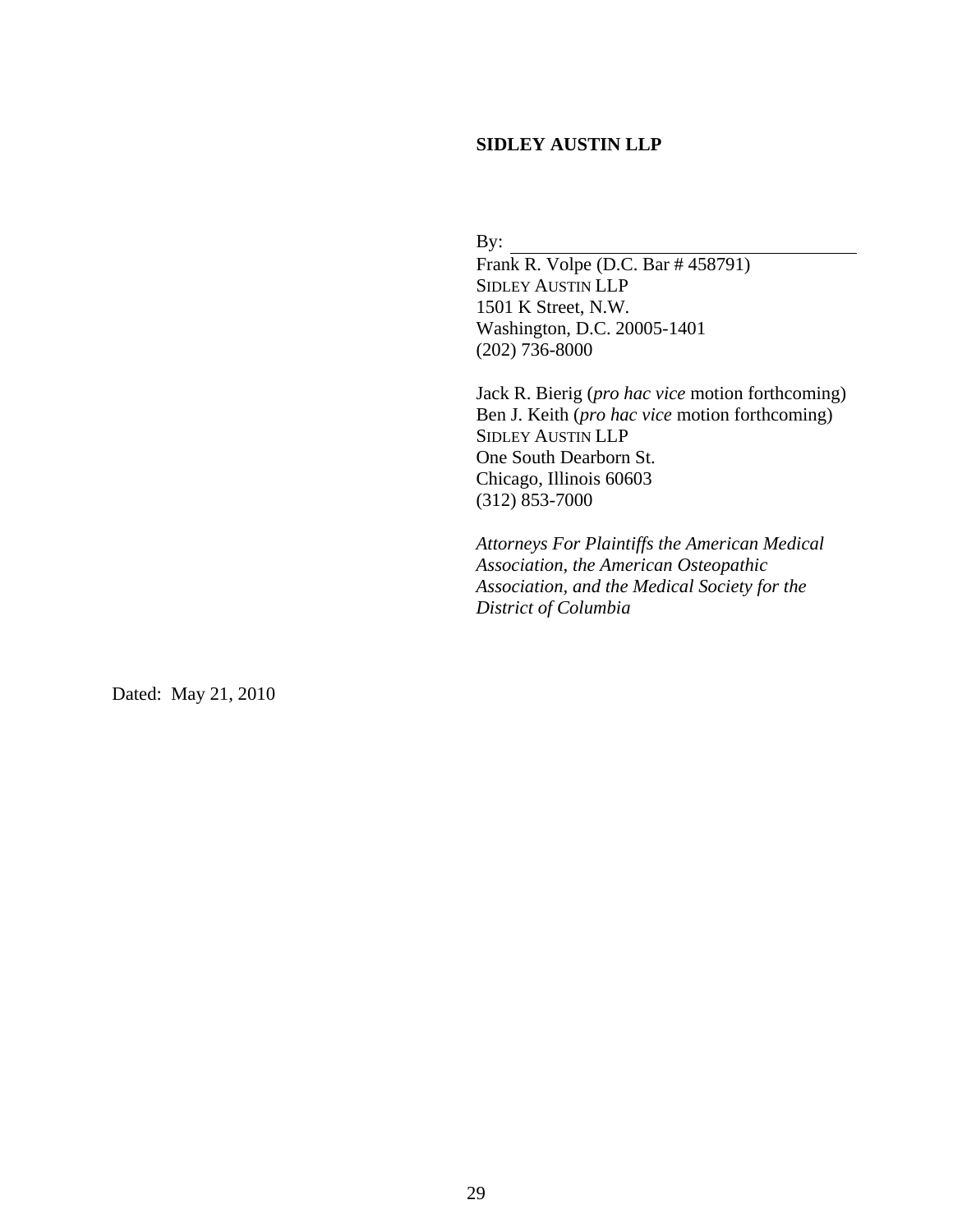**SIDLEY AUSTIN LLP**

By: ______________________________

Frank R. Volpe (D.C. Bar # 458791)
SIDLEY AUSTIN LLP
1501 K Street, N.W.
Washington, D.C. 20005-1401
(202) 736-8000

Jack R. Bierig (*pro hac vice* motion forthcoming)
Ben J. Keith (*pro hac vice* motion forthcoming)
SIDLEY AUSTIN LLP
One South Dearborn St.
Chicago, Illinois 60603
(312) 853-7000

*Attorneys For Plaintiffs the American Medical Association, the American Osteopathic Association, and the Medical Society for the District of Columbia*

Dated: May 21, 2010